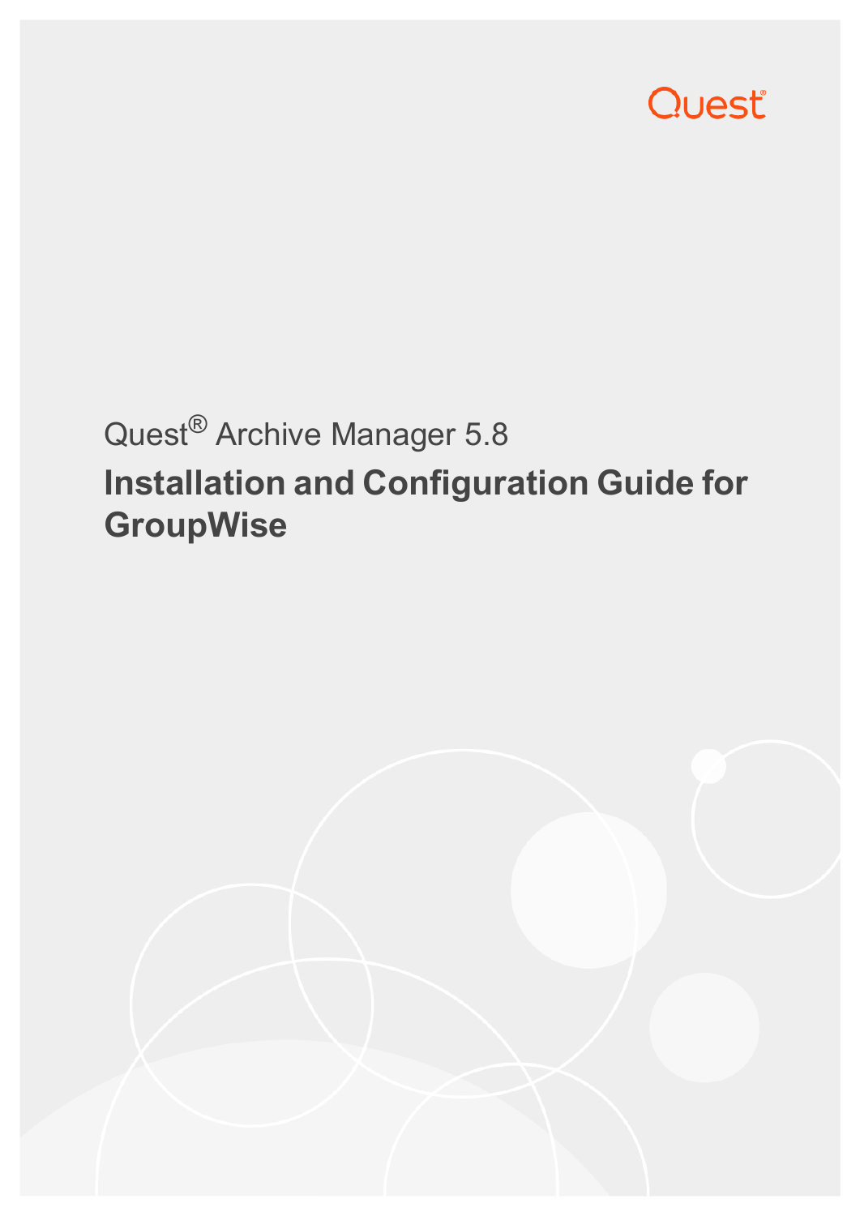Quest

Quest® Archive Manager 5.8

# Installation and Configuration Guide for GroupWise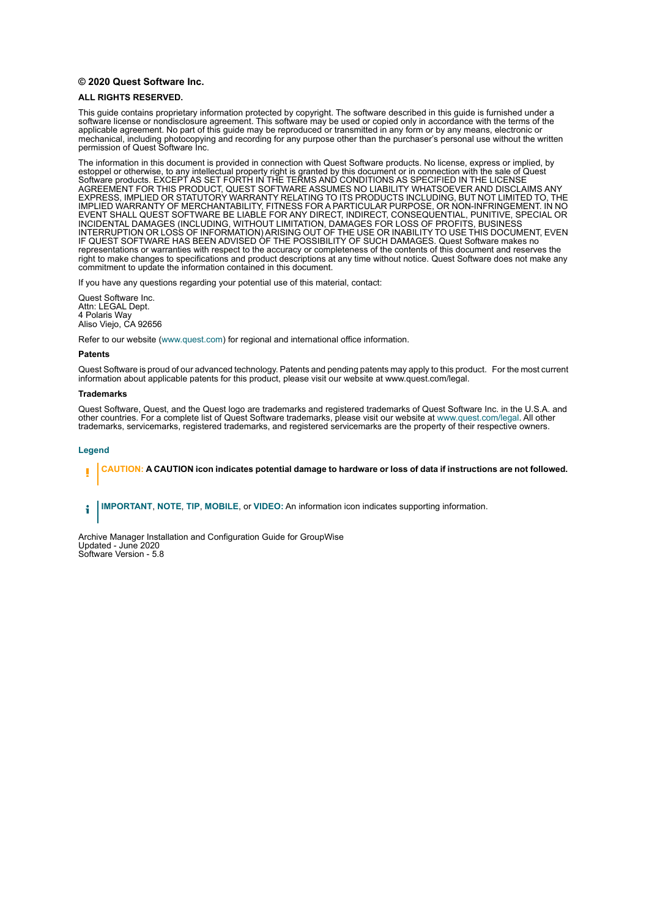**© 2020 Quest Software Inc.**

**ALL RIGHTS RESERVED.**

This guide contains proprietary information protected by copyright. The software described in this guide is furnished under a software license or nondisclosure agreement. This software may be used or copied only in accordance with the terms of the applicable agreement. No part of this guide may be reproduced or transmitted in any form or by any means, electronic or mechanical, including photocopying and recording for any purpose other than the purchaser's personal use without the written permission of Quest Software Inc.

The information in this document is provided in connection with Quest Software products. No license, express or implied, by estoppel or otherwise, to any intellectual property right is granted by this document or in connection with the sale of Quest Software products. EXCEPT AS SET FORTH IN THE TERMS AND CONDITIONS AS SPECIFIED IN THE LICENSE AGREEMENT FOR THIS PRODUCT, QUEST SOFTWARE ASSUMES NO LIABILITY WHATSOEVER AND DISCLAIMS ANY EXPRESS, IMPLIED OR STATUTORY WARRANTY RELATING TO ITS PRODUCTS INCLUDING, BUT NOT LIMITED TO, THE IMPLIED WARRANTY OF MERCHANTABILITY, FITNESS FOR A PARTICULAR PURPOSE, OR NON-INFRINGEMENT. IN NO EVENT SHALL QUEST SOFTWARE BE LIABLE FOR ANY DIRECT, INDIRECT, CONSEQUENTIAL, PUNITIVE, SPECIAL OR INCIDENTAL DAMAGES (INCLUDING, WITHOUT LIMITATION, DAMAGES FOR LOSS OF PROFITS, BUSINESS INTERRUPTION OR LOSS OF INFORMATION) ARISING OUT OF THE USE OR INABILITY TO USE THIS DOCUMENT, EVEN IF QUEST SOFTWARE HAS BEEN ADVISED OF THE POSSIBILITY OF SUCH DAMAGES. Quest Software makes no representations or warranties with respect to the accuracy or completeness of the contents of this document and reserves the right to make changes to specifications and product descriptions at any time without notice. Quest Software does not make any commitment to update the information contained in this document.

If you have any questions regarding your potential use of this material, contact:

Quest Software Inc.
Attn: LEGAL Dept.
4 Polaris Way
Aliso Viejo, CA 92656

Refer to our website (www.quest.com) for regional and international office information.

**Patents**

Quest Software is proud of our advanced technology. Patents and pending patents may apply to this product. For the most current information about applicable patents for this product, please visit our website at www.quest.com/legal.

**Trademarks**

Quest Software, Quest, and the Quest logo are trademarks and registered trademarks of Quest Software Inc. in the U.S.A. and other countries. For a complete list of Quest Software trademarks, please visit our website at www.quest.com/legal. All other trademarks, servicemarks, registered trademarks, and registered servicemarks are the property of their respective owners.

**Legend**

**CAUTION: A CAUTION icon indicates potential damage to hardware or loss of data if instructions are not followed.**

**IMPORTANT**, **NOTE**, **TIP**, **MOBILE**, or **VIDEO:** An information icon indicates supporting information.

Archive Manager Installation and Configuration Guide for GroupWise
Updated - June 2020
Software Version - 5.8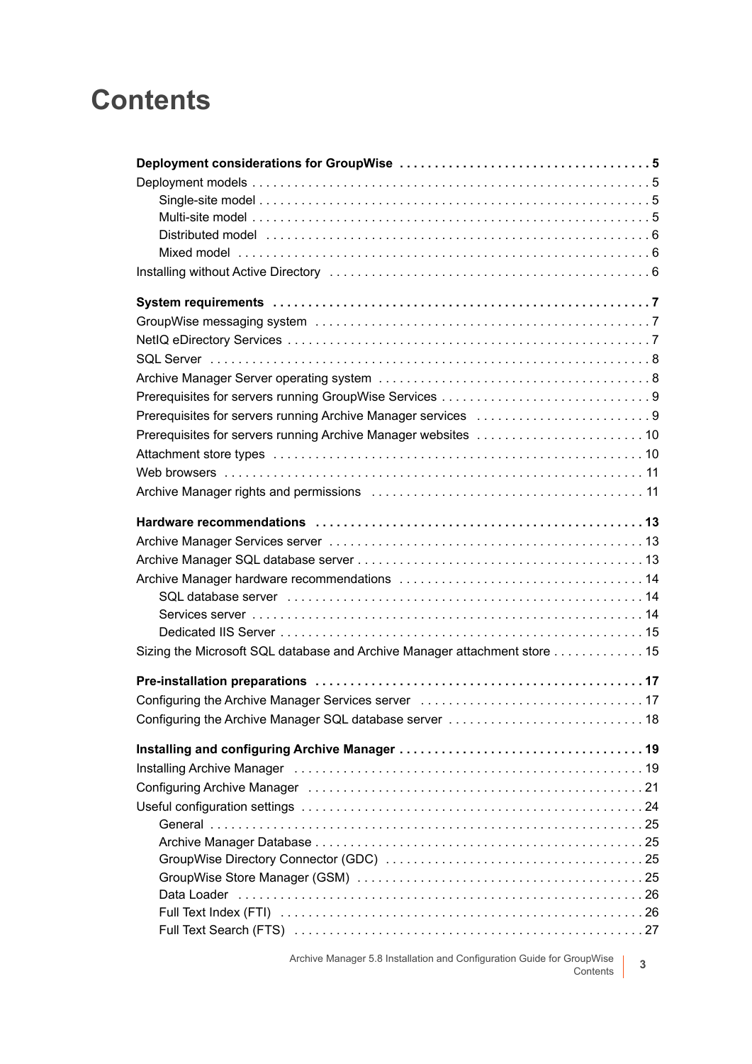# Contents

**Deployment considerations for GroupWise . . . . . . . . . . . . . . . . . . . . . . . . . . . . . . . . . . . 5**

Deployment models . . . . . . . . . . . . . . . . . . . . . . . . . . . . . . . . . . . . . . . . . . . . . . . . . . . . . . . . 5

- Single-site model . . . . . . . . . . . . . . . . . . . . . . . . . . . . . . . . . . . . . . . . . . . . . . . . . . . . . . . . 5
- Multi-site model . . . . . . . . . . . . . . . . . . . . . . . . . . . . . . . . . . . . . . . . . . . . . . . . . . . . . . . . . 5
- Distributed model . . . . . . . . . . . . . . . . . . . . . . . . . . . . . . . . . . . . . . . . . . . . . . . . . . . . . . . 6
- Mixed model . . . . . . . . . . . . . . . . . . . . . . . . . . . . . . . . . . . . . . . . . . . . . . . . . . . . . . . . . . . 6

Installing without Active Directory . . . . . . . . . . . . . . . . . . . . . . . . . . . . . . . . . . . . . . . . . . . . . 6

**System requirements . . . . . . . . . . . . . . . . . . . . . . . . . . . . . . . . . . . . . . . . . . . . . . . . . . . . . 7**

GroupWise messaging system . . . . . . . . . . . . . . . . . . . . . . . . . . . . . . . . . . . . . . . . . . . . . . . 7

NetIQ eDirectory Services . . . . . . . . . . . . . . . . . . . . . . . . . . . . . . . . . . . . . . . . . . . . . . . . . . . 7

SQL Server . . . . . . . . . . . . . . . . . . . . . . . . . . . . . . . . . . . . . . . . . . . . . . . . . . . . . . . . . . . . . . . 8

Archive Manager Server operating system . . . . . . . . . . . . . . . . . . . . . . . . . . . . . . . . . . . . . . 8

Prerequisites for servers running GroupWise Services . . . . . . . . . . . . . . . . . . . . . . . . . . . . . 9

Prerequisites for servers running Archive Manager services . . . . . . . . . . . . . . . . . . . . . . . . 9

Prerequisites for servers running Archive Manager websites . . . . . . . . . . . . . . . . . . . . . . . 10

Attachment store types . . . . . . . . . . . . . . . . . . . . . . . . . . . . . . . . . . . . . . . . . . . . . . . . . . . . 10

Web browsers . . . . . . . . . . . . . . . . . . . . . . . . . . . . . . . . . . . . . . . . . . . . . . . . . . . . . . . . . . . 11

Archive Manager rights and permissions . . . . . . . . . . . . . . . . . . . . . . . . . . . . . . . . . . . . . . 11

**Hardware recommendations . . . . . . . . . . . . . . . . . . . . . . . . . . . . . . . . . . . . . . . . . . . . . . . 13**

Archive Manager Services server . . . . . . . . . . . . . . . . . . . . . . . . . . . . . . . . . . . . . . . . . . . . 13

Archive Manager SQL database server . . . . . . . . . . . . . . . . . . . . . . . . . . . . . . . . . . . . . . . . 13

Archive Manager hardware recommendations . . . . . . . . . . . . . . . . . . . . . . . . . . . . . . . . . . 14

- SQL database server . . . . . . . . . . . . . . . . . . . . . . . . . . . . . . . . . . . . . . . . . . . . . . . . . . . . 14
- Services server . . . . . . . . . . . . . . . . . . . . . . . . . . . . . . . . . . . . . . . . . . . . . . . . . . . . . . . . . 14
- Dedicated IIS Server . . . . . . . . . . . . . . . . . . . . . . . . . . . . . . . . . . . . . . . . . . . . . . . . . . . . 15

Sizing the Microsoft SQL database and Archive Manager attachment store . . . . . . . . . . . . . 15

**Pre-installation preparations . . . . . . . . . . . . . . . . . . . . . . . . . . . . . . . . . . . . . . . . . . . . . . . 17**

Configuring the Archive Manager Services server . . . . . . . . . . . . . . . . . . . . . . . . . . . . . . . 17

Configuring the Archive Manager SQL database server . . . . . . . . . . . . . . . . . . . . . . . . . . . 18

**Installing and configuring Archive Manager . . . . . . . . . . . . . . . . . . . . . . . . . . . . . . . . . . . 19**

Installing Archive Manager . . . . . . . . . . . . . . . . . . . . . . . . . . . . . . . . . . . . . . . . . . . . . . . . . 19

Configuring Archive Manager . . . . . . . . . . . . . . . . . . . . . . . . . . . . . . . . . . . . . . . . . . . . . . . 21

Useful configuration settings . . . . . . . . . . . . . . . . . . . . . . . . . . . . . . . . . . . . . . . . . . . . . . . . 24

- General . . . . . . . . . . . . . . . . . . . . . . . . . . . . . . . . . . . . . . . . . . . . . . . . . . . . . . . . . . . . . . 25
- Archive Manager Database . . . . . . . . . . . . . . . . . . . . . . . . . . . . . . . . . . . . . . . . . . . . . . . 25
- GroupWise Directory Connector (GDC) . . . . . . . . . . . . . . . . . . . . . . . . . . . . . . . . . . . . . 25
- GroupWise Store Manager (GSM) . . . . . . . . . . . . . . . . . . . . . . . . . . . . . . . . . . . . . . . . . 25
- Data Loader . . . . . . . . . . . . . . . . . . . . . . . . . . . . . . . . . . . . . . . . . . . . . . . . . . . . . . . . . . 26
- Full Text Index (FTI) . . . . . . . . . . . . . . . . . . . . . . . . . . . . . . . . . . . . . . . . . . . . . . . . . . . . 26
- Full Text Search (FTS) . . . . . . . . . . . . . . . . . . . . . . . . . . . . . . . . . . . . . . . . . . . . . . . . . . 27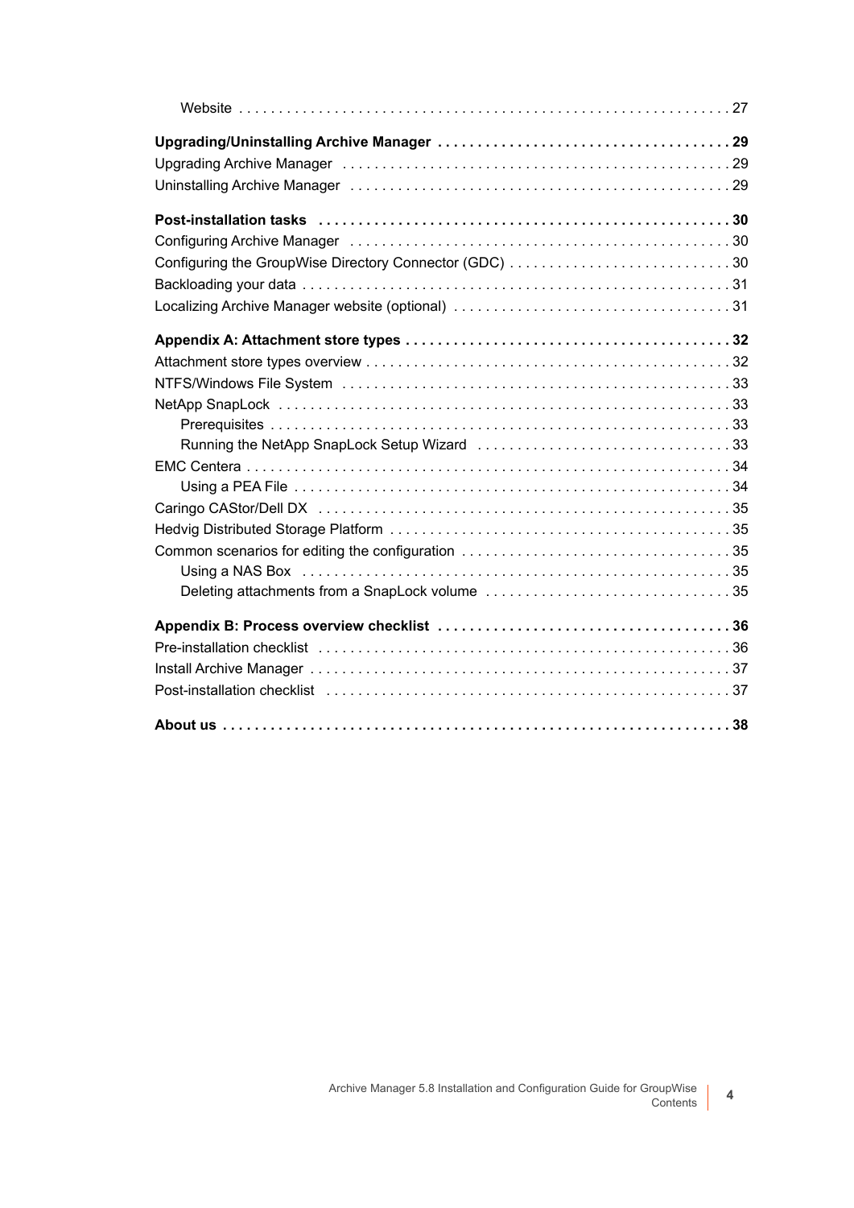Website . . . . . . . . . . . . . . . . . . . . . . . . . . . . . . . . . . . . . . . . . . . . . . . . . . . . . . . . . . . . . 27

**Upgrading/Uninstalling Archive Manager . . . . . . . . . . . . . . . . . . . . . . . . . . . . . . . . . . . . . 29**

Upgrading Archive Manager . . . . . . . . . . . . . . . . . . . . . . . . . . . . . . . . . . . . . . . . . . . . . . . . . 29

Uninstalling Archive Manager . . . . . . . . . . . . . . . . . . . . . . . . . . . . . . . . . . . . . . . . . . . . . . . . 29

**Post-installation tasks . . . . . . . . . . . . . . . . . . . . . . . . . . . . . . . . . . . . . . . . . . . . . . . . . . . . 30**

Configuring Archive Manager . . . . . . . . . . . . . . . . . . . . . . . . . . . . . . . . . . . . . . . . . . . . . . . . 30

Configuring the GroupWise Directory Connector (GDC) . . . . . . . . . . . . . . . . . . . . . . . . . . . . 30

Backloading your data . . . . . . . . . . . . . . . . . . . . . . . . . . . . . . . . . . . . . . . . . . . . . . . . . . . . . . 31

Localizing Archive Manager website (optional) . . . . . . . . . . . . . . . . . . . . . . . . . . . . . . . . . . . 31

**Appendix A: Attachment store types . . . . . . . . . . . . . . . . . . . . . . . . . . . . . . . . . . . . . . . . . 32**

Attachment store types overview . . . . . . . . . . . . . . . . . . . . . . . . . . . . . . . . . . . . . . . . . . . . . . 32

NTFS/Windows File System . . . . . . . . . . . . . . . . . . . . . . . . . . . . . . . . . . . . . . . . . . . . . . . . . . 33

NetApp SnapLock . . . . . . . . . . . . . . . . . . . . . . . . . . . . . . . . . . . . . . . . . . . . . . . . . . . . . . . . . . 33

Prerequisites . . . . . . . . . . . . . . . . . . . . . . . . . . . . . . . . . . . . . . . . . . . . . . . . . . . . . . . . . . . 33

Running the NetApp SnapLock Setup Wizard . . . . . . . . . . . . . . . . . . . . . . . . . . . . . . . . 33

EMC Centera . . . . . . . . . . . . . . . . . . . . . . . . . . . . . . . . . . . . . . . . . . . . . . . . . . . . . . . . . . . . . . 34

Using a PEA File . . . . . . . . . . . . . . . . . . . . . . . . . . . . . . . . . . . . . . . . . . . . . . . . . . . . . . . . 34

Caringo CAStor/Dell DX . . . . . . . . . . . . . . . . . . . . . . . . . . . . . . . . . . . . . . . . . . . . . . . . . . . . . 35

Hedvig Distributed Storage Platform . . . . . . . . . . . . . . . . . . . . . . . . . . . . . . . . . . . . . . . . . . . 35

Common scenarios for editing the configuration . . . . . . . . . . . . . . . . . . . . . . . . . . . . . . . . . . 35

Using a NAS Box . . . . . . . . . . . . . . . . . . . . . . . . . . . . . . . . . . . . . . . . . . . . . . . . . . . . . . . . 35

Deleting attachments from a SnapLock volume . . . . . . . . . . . . . . . . . . . . . . . . . . . . . . . 35

**Appendix B: Process overview checklist . . . . . . . . . . . . . . . . . . . . . . . . . . . . . . . . . . . . . 36**

Pre-installation checklist . . . . . . . . . . . . . . . . . . . . . . . . . . . . . . . . . . . . . . . . . . . . . . . . . . . . . 36

Install Archive Manager . . . . . . . . . . . . . . . . . . . . . . . . . . . . . . . . . . . . . . . . . . . . . . . . . . . . . . 37

Post-installation checklist . . . . . . . . . . . . . . . . . . . . . . . . . . . . . . . . . . . . . . . . . . . . . . . . . . . . 37

**About us . . . . . . . . . . . . . . . . . . . . . . . . . . . . . . . . . . . . . . . . . . . . . . . . . . . . . . . . . . . . . . . . . 38**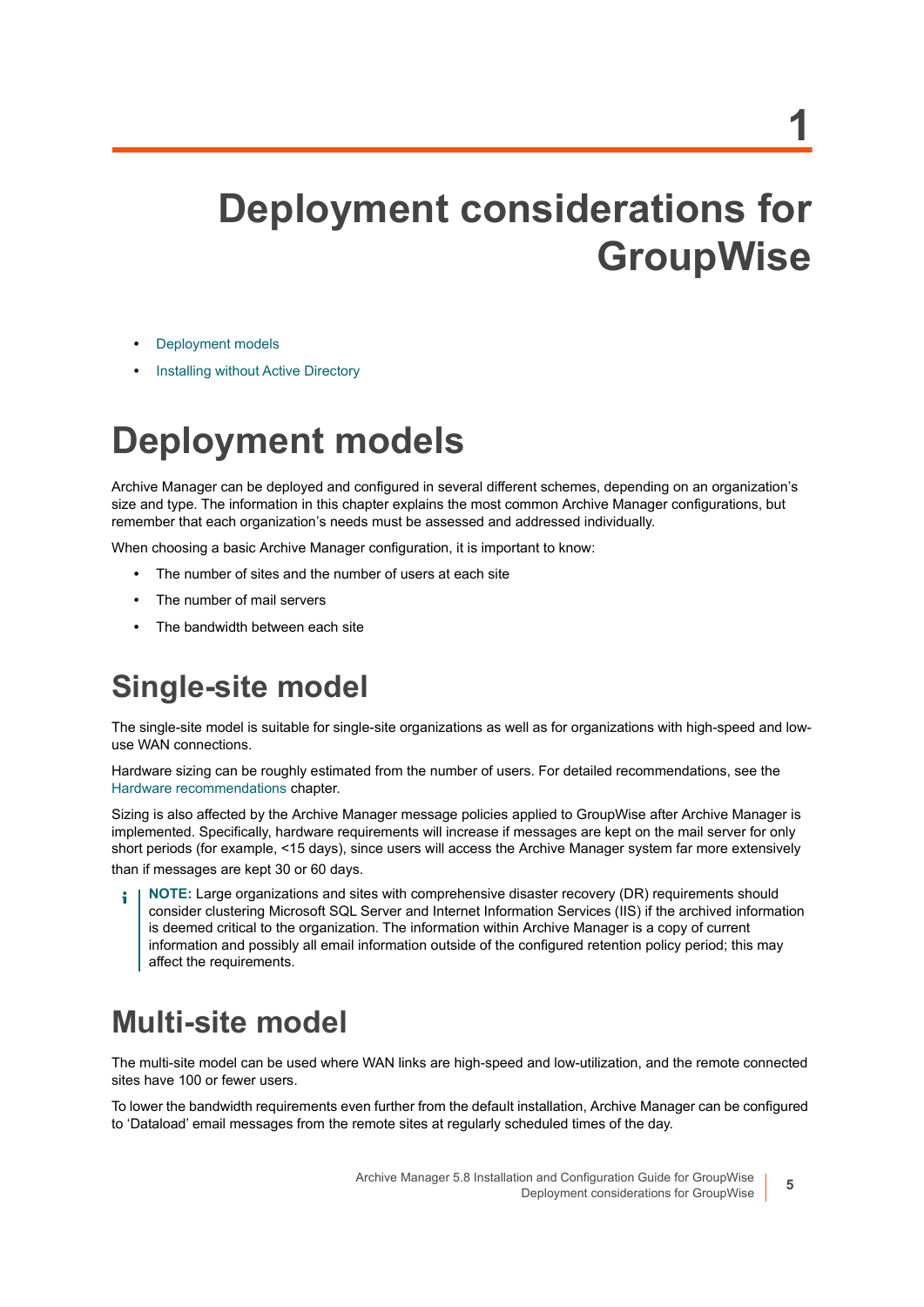# 1 Deployment considerations for GroupWise

- Deployment models
- Installing without Active Directory

# Deployment models

Archive Manager can be deployed and configured in several different schemes, depending on an organization's size and type. The information in this chapter explains the most common Archive Manager configurations, but remember that each organization's needs must be assessed and addressed individually.

When choosing a basic Archive Manager configuration, it is important to know:

- The number of sites and the number of users at each site
- The number of mail servers
- The bandwidth between each site

## Single-site model

The single-site model is suitable for single-site organizations as well as for organizations with high-speed and low-use WAN connections.

Hardware sizing can be roughly estimated from the number of users. For detailed recommendations, see the Hardware recommendations chapter.

Sizing is also affected by the Archive Manager message policies applied to GroupWise after Archive Manager is implemented. Specifically, hardware requirements will increase if messages are kept on the mail server for only short periods (for example, <15 days), since users will access the Archive Manager system far more extensively than if messages are kept 30 or 60 days.

> **NOTE:** Large organizations and sites with comprehensive disaster recovery (DR) requirements should consider clustering Microsoft SQL Server and Internet Information Services (IIS) if the archived information is deemed critical to the organization. The information within Archive Manager is a copy of current information and possibly all email information outside of the configured retention policy period; this may affect the requirements.

## Multi-site model

The multi-site model can be used where WAN links are high-speed and low-utilization, and the remote connected sites have 100 or fewer users.

To lower the bandwidth requirements even further from the default installation, Archive Manager can be configured to 'Dataload' email messages from the remote sites at regularly scheduled times of the day.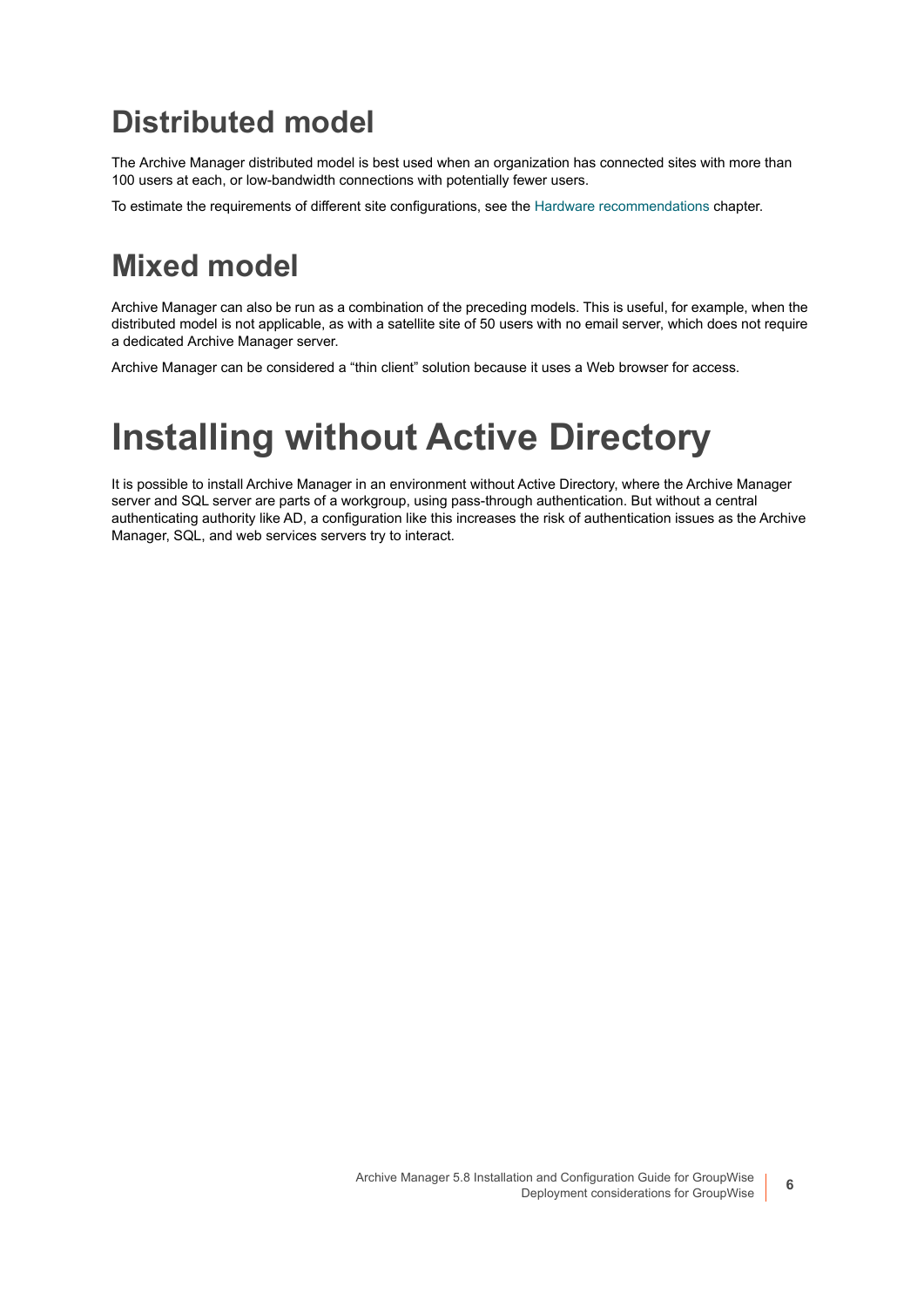## Distributed model

The Archive Manager distributed model is best used when an organization has connected sites with more than 100 users at each, or low-bandwidth connections with potentially fewer users.

To estimate the requirements of different site configurations, see the Hardware recommendations chapter.

## Mixed model

Archive Manager can also be run as a combination of the preceding models. This is useful, for example, when the distributed model is not applicable, as with a satellite site of 50 users with no email server, which does not require a dedicated Archive Manager server.

Archive Manager can be considered a "thin client" solution because it uses a Web browser for access.

# Installing without Active Directory

It is possible to install Archive Manager in an environment without Active Directory, where the Archive Manager server and SQL server are parts of a workgroup, using pass-through authentication. But without a central authenticating authority like AD, a configuration like this increases the risk of authentication issues as the Archive Manager, SQL, and web services servers try to interact.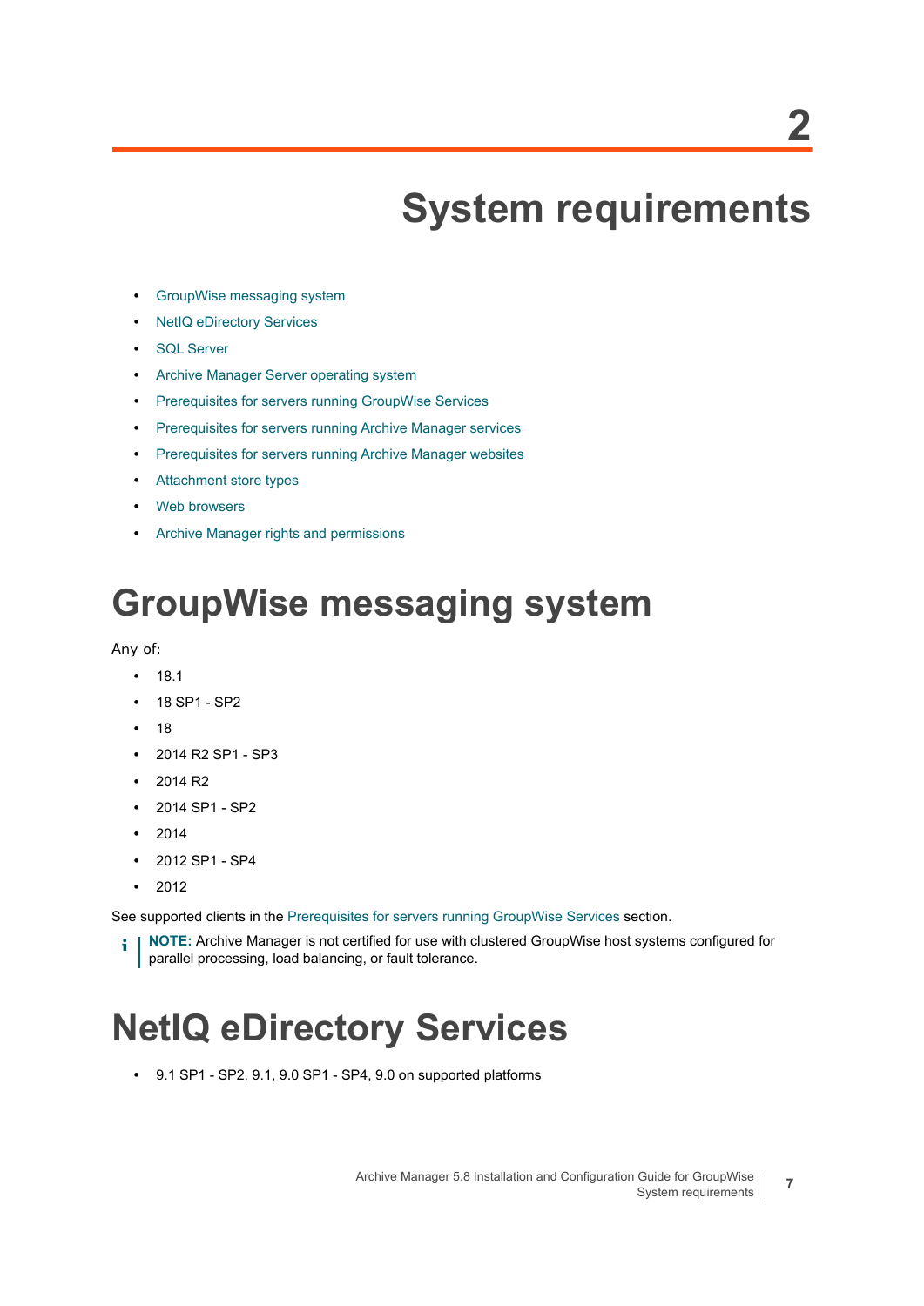# 2 System requirements

- GroupWise messaging system
- NetIQ eDirectory Services
- SQL Server
- Archive Manager Server operating system
- Prerequisites for servers running GroupWise Services
- Prerequisites for servers running Archive Manager services
- Prerequisites for servers running Archive Manager websites
- Attachment store types
- Web browsers
- Archive Manager rights and permissions

## GroupWise messaging system

Any of:

- 18.1
- 18 SP1 - SP2
- 18
- 2014 R2 SP1 - SP3
- 2014 R2
- 2014 SP1 - SP2
- 2014
- 2012 SP1 - SP4
- 2012

See supported clients in the Prerequisites for servers running GroupWise Services section.

> **NOTE:** Archive Manager is not certified for use with clustered GroupWise host systems configured for parallel processing, load balancing, or fault tolerance.

## NetIQ eDirectory Services

- 9.1 SP1 - SP2, 9.1, 9.0 SP1 - SP4, 9.0 on supported platforms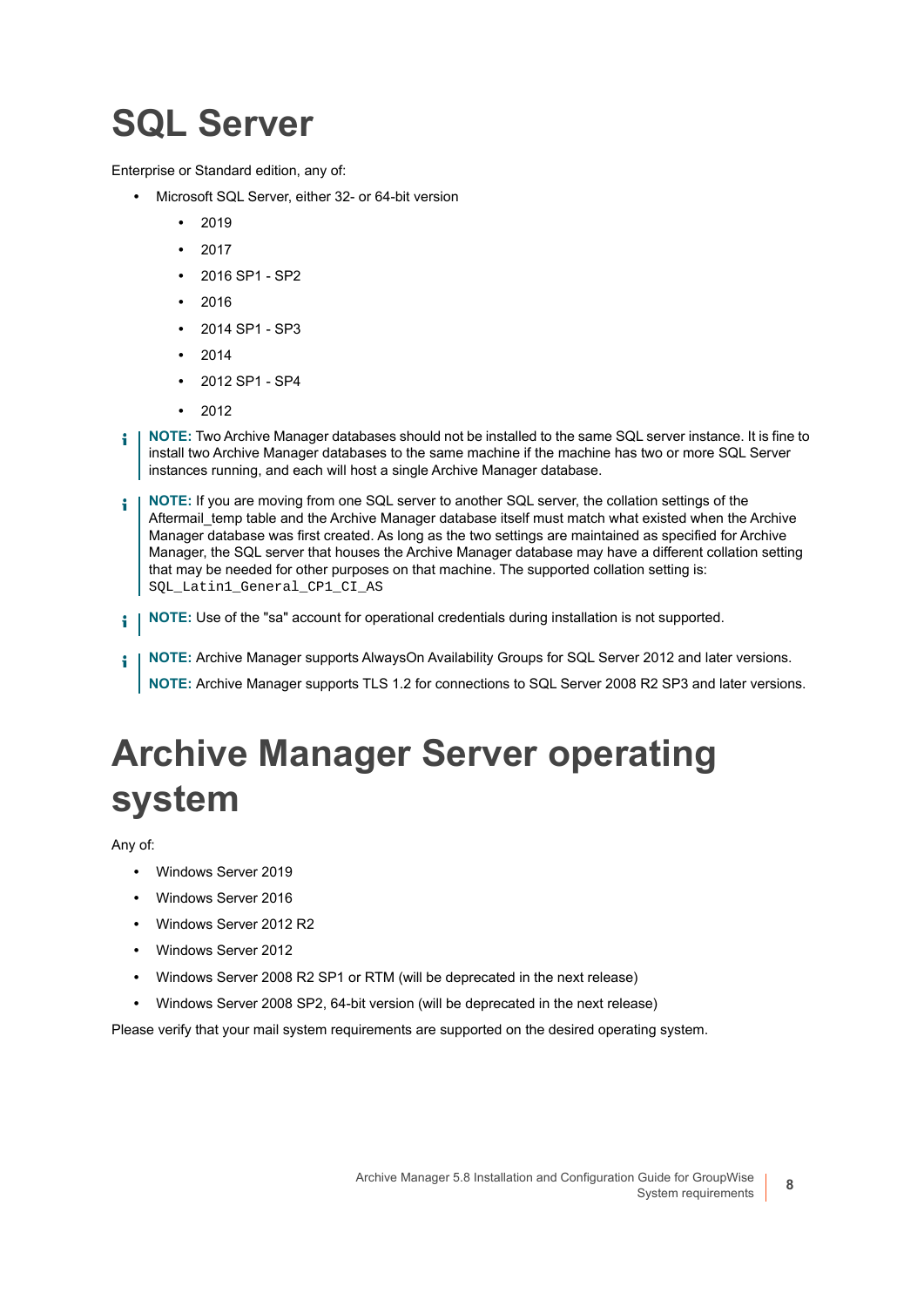# SQL Server

Enterprise or Standard edition, any of:

- Microsoft SQL Server, either 32- or 64-bit version
  - 2019
  - 2017
  - 2016 SP1 - SP2
  - 2016
  - 2014 SP1 - SP3
  - 2014
  - 2012 SP1 - SP4
  - 2012

**NOTE:** Two Archive Manager databases should not be installed to the same SQL server instance. It is fine to install two Archive Manager databases to the same machine if the machine has two or more SQL Server instances running, and each will host a single Archive Manager database.

**NOTE:** If you are moving from one SQL server to another SQL server, the collation settings of the Aftermail_temp table and the Archive Manager database itself must match what existed when the Archive Manager database was first created. As long as the two settings are maintained as specified for Archive Manager, the SQL server that houses the Archive Manager database may have a different collation setting that may be needed for other purposes on that machine. The supported collation setting is: `SQL_Latin1_General_CP1_CI_AS`

**NOTE:** Use of the "sa" account for operational credentials during installation is not supported.

**NOTE:** Archive Manager supports AlwaysOn Availability Groups for SQL Server 2012 and later versions.

**NOTE:** Archive Manager supports TLS 1.2 for connections to SQL Server 2008 R2 SP3 and later versions.

# Archive Manager Server operating system

Any of:

- Windows Server 2019
- Windows Server 2016
- Windows Server 2012 R2
- Windows Server 2012
- Windows Server 2008 R2 SP1 or RTM (will be deprecated in the next release)
- Windows Server 2008 SP2, 64-bit version (will be deprecated in the next release)

Please verify that your mail system requirements are supported on the desired operating system.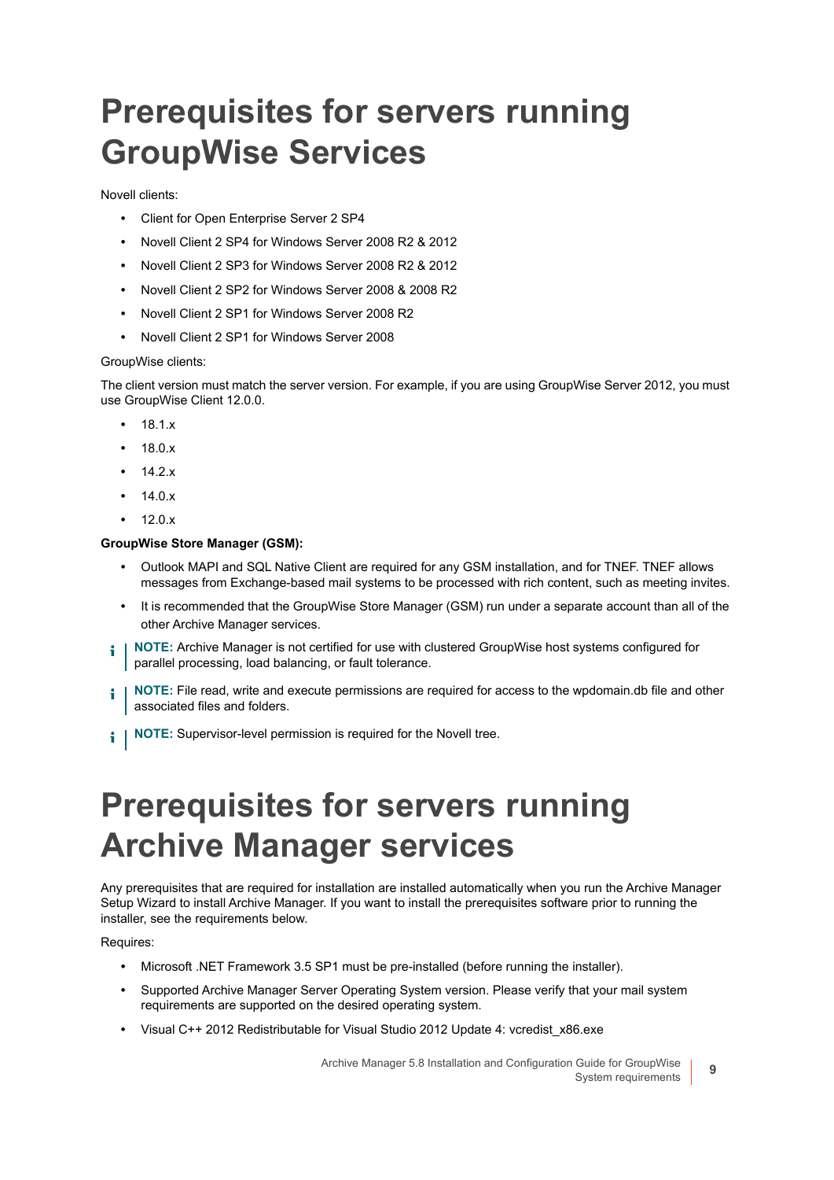# Prerequisites for servers running GroupWise Services

Novell clients:

- Client for Open Enterprise Server 2 SP4
- Novell Client 2 SP4 for Windows Server 2008 R2 & 2012
- Novell Client 2 SP3 for Windows Server 2008 R2 & 2012
- Novell Client 2 SP2 for Windows Server 2008 & 2008 R2
- Novell Client 2 SP1 for Windows Server 2008 R2
- Novell Client 2 SP1 for Windows Server 2008

GroupWise clients:

The client version must match the server version. For example, if you are using GroupWise Server 2012, you must use GroupWise Client 12.0.0.

- 18.1.x
- 18.0.x
- 14.2.x
- 14.0.x
- 12.0.x

**GroupWise Store Manager (GSM):**

- Outlook MAPI and SQL Native Client are required for any GSM installation, and for TNEF. TNEF allows messages from Exchange-based mail systems to be processed with rich content, such as meeting invites.
- It is recommended that the GroupWise Store Manager (GSM) run under a separate account than all of the other Archive Manager services.

**NOTE:** Archive Manager is not certified for use with clustered GroupWise host systems configured for parallel processing, load balancing, or fault tolerance.

**NOTE:** File read, write and execute permissions are required for access to the wpdomain.db file and other associated files and folders.

**NOTE:** Supervisor-level permission is required for the Novell tree.

# Prerequisites for servers running Archive Manager services

Any prerequisites that are required for installation are installed automatically when you run the Archive Manager Setup Wizard to install Archive Manager. If you want to install the prerequisites software prior to running the installer, see the requirements below.

Requires:

- Microsoft .NET Framework 3.5 SP1 must be pre-installed (before running the installer).
- Supported Archive Manager Server Operating System version. Please verify that your mail system requirements are supported on the desired operating system.
- Visual C++ 2012 Redistributable for Visual Studio 2012 Update 4: vcredist_x86.exe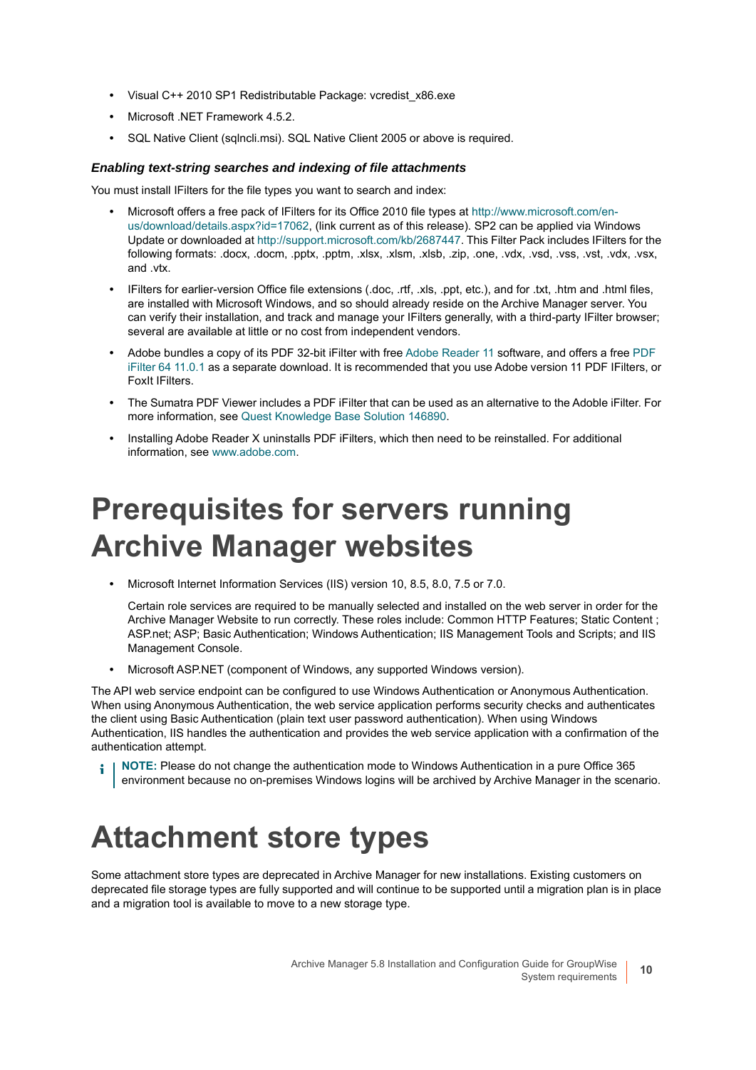- Visual C++ 2010 SP1 Redistributable Package: vcredist_x86.exe
- Microsoft .NET Framework 4.5.2.
- SQL Native Client (sqlncli.msi). SQL Native Client 2005 or above is required.

### *Enabling text-string searches and indexing of file attachments*

You must install IFilters for the file types you want to search and index:

- Microsoft offers a free pack of IFilters for its Office 2010 file types at http://www.microsoft.com/en-us/download/details.aspx?id=17062, (link current as of this release). SP2 can be applied via Windows Update or downloaded at http://support.microsoft.com/kb/2687447. This Filter Pack includes IFilters for the following formats: .docx, .docm, .pptx, .pptm, .xlsx, .xlsm, .xlsb, .zip, .one, .vdx, .vsd, .vss, .vst, .vdx, .vsx, and .vtx.
- IFilters for earlier-version Office file extensions (.doc, .rtf, .xls, .ppt, etc.), and for .txt, .htm and .html files, are installed with Microsoft Windows, and so should already reside on the Archive Manager server. You can verify their installation, and track and manage your IFilters generally, with a third-party IFilter browser; several are available at little or no cost from independent vendors.
- Adobe bundles a copy of its PDF 32-bit iFilter with free Adobe Reader 11 software, and offers a free PDF iFilter 64 11.0.1 as a separate download. It is recommended that you use Adobe version 11 PDF IFilters, or FoxIt IFilters.
- The Sumatra PDF Viewer includes a PDF iFilter that can be used as an alternative to the Adobe iFilter. For more information, see Quest Knowledge Base Solution 146890.
- Installing Adobe Reader X uninstalls PDF iFilters, which then need to be reinstalled. For additional information, see www.adobe.com.

# Prerequisites for servers running Archive Manager websites

- Microsoft Internet Information Services (IIS) version 10, 8.5, 8.0, 7.5 or 7.0.

  Certain role services are required to be manually selected and installed on the web server in order for the Archive Manager Website to run correctly. These roles include: Common HTTP Features; Static Content ; ASP.net; ASP; Basic Authentication; Windows Authentication; IIS Management Tools and Scripts; and IIS Management Console.

- Microsoft ASP.NET (component of Windows, any supported Windows version).

The API web service endpoint can be configured to use Windows Authentication or Anonymous Authentication. When using Anonymous Authentication, the web service application performs security checks and authenticates the client using Basic Authentication (plain text user password authentication). When using Windows Authentication, IIS handles the authentication and provides the web service application with a confirmation of the authentication attempt.

> **NOTE:** Please do not change the authentication mode to Windows Authentication in a pure Office 365 environment because no on-premises Windows logins will be archived by Archive Manager in the scenario.

# Attachment store types

Some attachment store types are deprecated in Archive Manager for new installations. Existing customers on deprecated file storage types are fully supported and will continue to be supported until a migration plan is in place and a migration tool is available to move to a new storage type.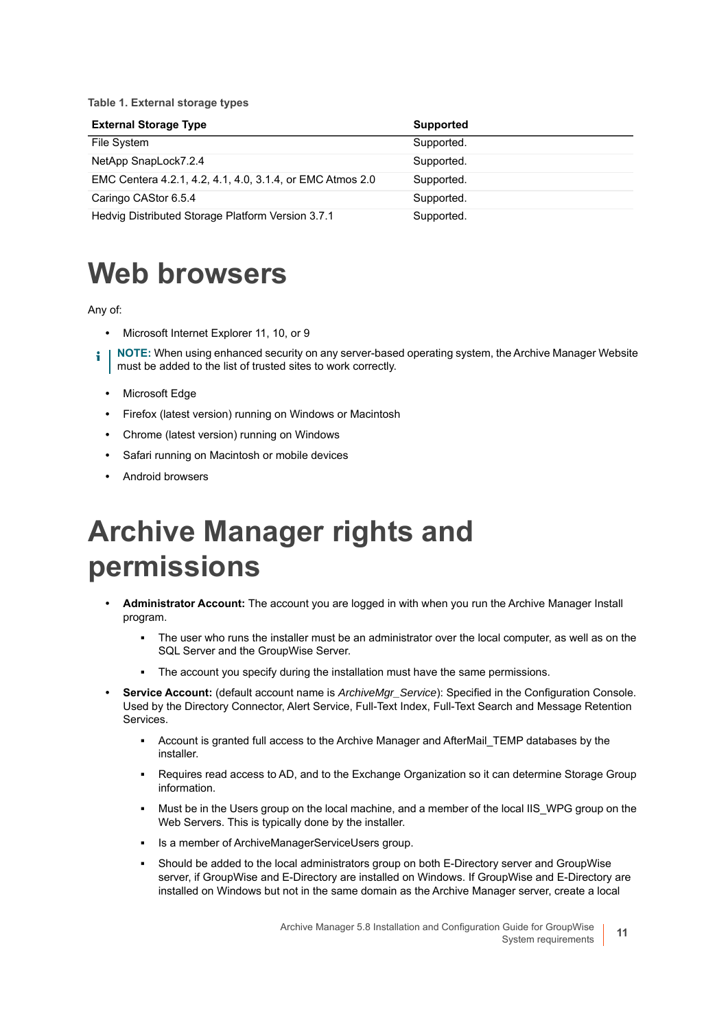**Table 1. External storage types**

| External Storage Type | Supported |
|---|---|
| File System | Supported. |
| NetApp SnapLock7.2.4 | Supported. |
| EMC Centera 4.2.1, 4.2, 4.1, 4.0, 3.1.4, or EMC Atmos 2.0 | Supported. |
| Caringo CAStor 6.5.4 | Supported. |
| Hedvig Distributed Storage Platform Version 3.7.1 | Supported. |

# Web browsers

Any of:

- Microsoft Internet Explorer 11, 10, or 9

> **NOTE:** When using enhanced security on any server-based operating system, the Archive Manager Website must be added to the list of trusted sites to work correctly.

- Microsoft Edge
- Firefox (latest version) running on Windows or Macintosh
- Chrome (latest version) running on Windows
- Safari running on Macintosh or mobile devices
- Android browsers

# Archive Manager rights and permissions

- **Administrator Account:** The account you are logged in with when you run the Archive Manager Install program.
  - The user who runs the installer must be an administrator over the local computer, as well as on the SQL Server and the GroupWise Server.
  - The account you specify during the installation must have the same permissions.
- **Service Account:** (default account name is *ArchiveMgr_Service*): Specified in the Configuration Console. Used by the Directory Connector, Alert Service, Full-Text Index, Full-Text Search and Message Retention Services.
  - Account is granted full access to the Archive Manager and AfterMail_TEMP databases by the installer.
  - Requires read access to AD, and to the Exchange Organization so it can determine Storage Group information.
  - Must be in the Users group on the local machine, and a member of the local IIS_WPG group on the Web Servers. This is typically done by the installer.
  - Is a member of ArchiveManagerServiceUsers group.
  - Should be added to the local administrators group on both E-Directory server and GroupWise server, if GroupWise and E-Directory are installed on Windows. If GroupWise and E-Directory are installed on Windows but not in the same domain as the Archive Manager server, create a local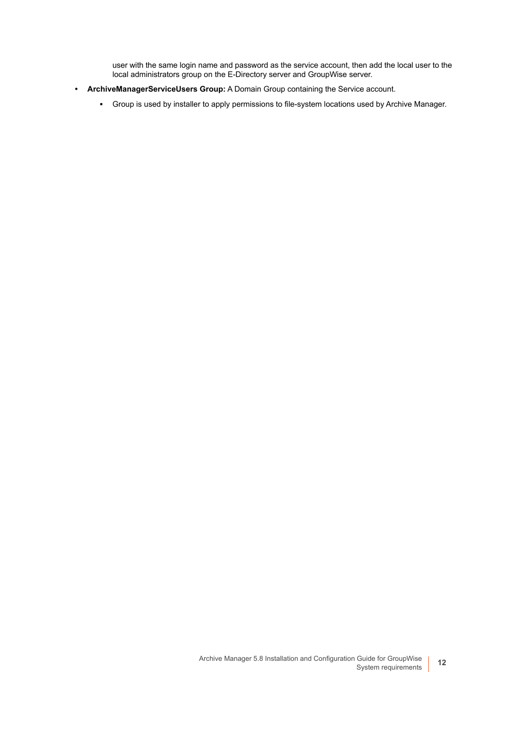user with the same login name and password as the service account, then add the local user to the local administrators group on the E-Directory server and GroupWise server.

- **ArchiveManagerServiceUsers Group:** A Domain Group containing the Service account.
  - Group is used by installer to apply permissions to file-system locations used by Archive Manager.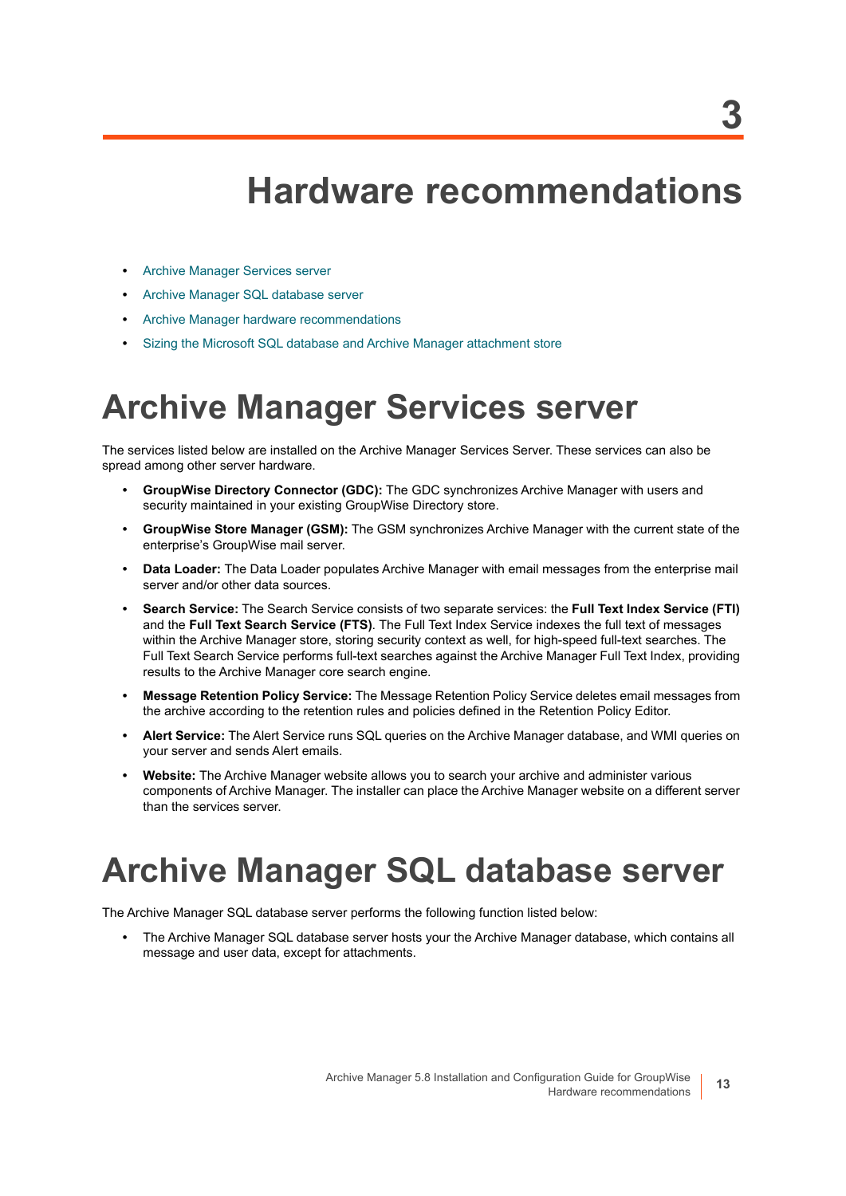# 3 Hardware recommendations

- Archive Manager Services server
- Archive Manager SQL database server
- Archive Manager hardware recommendations
- Sizing the Microsoft SQL database and Archive Manager attachment store

## Archive Manager Services server

The services listed below are installed on the Archive Manager Services Server. These services can also be spread among other server hardware.

- **GroupWise Directory Connector (GDC):** The GDC synchronizes Archive Manager with users and security maintained in your existing GroupWise Directory store.
- **GroupWise Store Manager (GSM):** The GSM synchronizes Archive Manager with the current state of the enterprise's GroupWise mail server.
- **Data Loader:** The Data Loader populates Archive Manager with email messages from the enterprise mail server and/or other data sources.
- **Search Service:** The Search Service consists of two separate services: the **Full Text Index Service (FTI)** and the **Full Text Search Service (FTS)**. The Full Text Index Service indexes the full text of messages within the Archive Manager store, storing security context as well, for high-speed full-text searches. The Full Text Search Service performs full-text searches against the Archive Manager Full Text Index, providing results to the Archive Manager core search engine.
- **Message Retention Policy Service:** The Message Retention Policy Service deletes email messages from the archive according to the retention rules and policies defined in the Retention Policy Editor.
- **Alert Service:** The Alert Service runs SQL queries on the Archive Manager database, and WMI queries on your server and sends Alert emails.
- **Website:** The Archive Manager website allows you to search your archive and administer various components of Archive Manager. The installer can place the Archive Manager website on a different server than the services server.

## Archive Manager SQL database server

The Archive Manager SQL database server performs the following function listed below:

- The Archive Manager SQL database server hosts your the Archive Manager database, which contains all message and user data, except for attachments.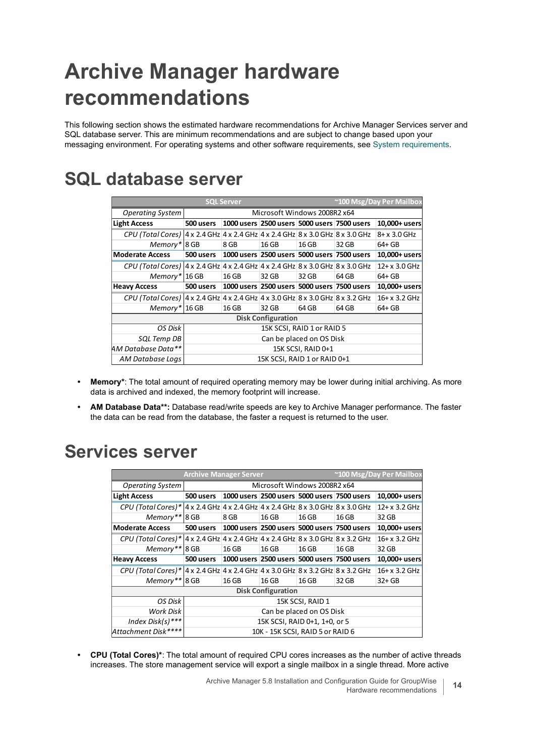# Archive Manager hardware recommendations

This following section shows the estimated hardware recommendations for Archive Manager Services server and SQL database server. This are minimum recommendations and are subject to change based upon your messaging environment. For operating systems and other software requirements, see System requirements.

## SQL database server

| SQL Server | | | | | ~100 Msg/Day Per Mailbox | |
|---|---|---|---|---|---|---|
| *Operating System* | Microsoft Windows 2008R2 x64 | | | | | |
| **Light Access** | **500 users** | **1000 users** | **2500 users** | **5000 users** | **7500 users** | **10,000+ users** |
| *CPU (Total Cores)* | 4 x 2.4 GHz | 4 x 2.4 GHz | 4 x 2.4 GHz | 8 x 3.0 GHz | 8 x 3.0 GHz | 8+ x 3.0 GHz |
| *Memory** | 8 GB | 8 GB | 16 GB | 16 GB | 32 GB | 64+ GB |
| **Moderate Access** | **500 users** | **1000 users** | **2500 users** | **5000 users** | **7500 users** | **10,000+ users** |
| *CPU (Total Cores)* | 4 x 2.4 GHz | 4 x 2.4 GHz | 4 x 2.4 GHz | 8 x 3.0 GHz | 8 x 3.0 GHz | 12+ x 3.0 GHz |
| *Memory** | 16 GB | 16 GB | 32 GB | 32 GB | 64 GB | 64+ GB |
| **Heavy Access** | **500 users** | **1000 users** | **2500 users** | **5000 users** | **7500 users** | **10,000+ users** |
| *CPU (Total Cores)* | 4 x 2.4 GHz | 4 x 2.4 GHz | 4 x 3.0 GHz | 8 x 3.0 GHz | 8 x 3.2 GHz | 16+ x 3.2 GHz |
| *Memory** | 16 GB | 16 GB | 32 GB | 64 GB | 64 GB | 64+ GB |
| **Disk Configuration** | | | | | | |
| *OS Disk* | 15K SCSI, RAID 1 or RAID 5 | | | | | |
| *SQL Temp DB* | Can be placed on OS Disk | | | | | |
| *AM Database Data*** | 15K SCSI, RAID 0+1 | | | | | |
| *AM Database Logs* | 15K SCSI, RAID 1 or RAID 0+1 | | | | | |

- **Memory***: The total amount of required operating memory may be lower during initial archiving. As more data is archived and indexed, the memory footprint will increase.
- **AM Database Data**:** Database read/write speeds are key to Archive Manager performance. The faster the data can be read from the database, the faster a request is returned to the user.

## Services server

| Archive Manager Server | | | | | ~100 Msg/Day Per Mailbox | |
|---|---|---|---|---|---|---|
| *Operating System* | Microsoft Windows 2008R2 x64 | | | | | |
| **Light Access** | **500 users** | **1000 users** | **2500 users** | **5000 users** | **7500 users** | **10,000+ users** |
| *CPU (Total Cores)** | 4 x 2.4 GHz | 4 x 2.4 GHz | 4 x 2.4 GHz | 8 x 3.0 GHz | 8 x 3.0 GHz | 12+ x 3.2 GHz |
| *Memory*** | 8 GB | 8 GB | 16 GB | 16 GB | 16 GB | 32 GB |
| **Moderate Access** | **500 users** | **1000 users** | **2500 users** | **5000 users** | **7500 users** | **10,000+ users** |
| *CPU (Total Cores)** | 4 x 2.4 GHz | 4 x 2.4 GHz | 4 x 2.4 GHz | 8 x 3.0 GHz | 8 x 3.2 GHz | 16+ x 3.2 GHz |
| *Memory*** | 8 GB | 16 GB | 16 GB | 16 GB | 16 GB | 32 GB |
| **Heavy Access** | **500 users** | **1000 users** | **2500 users** | **5000 users** | **7500 users** | **10,000+ users** |
| *CPU (Total Cores)** | 4 x 2.4 GHz | 4 x 2.4 GHz | 4 x 3.0 GHz | 8 x 3.2 GHz | 8 x 3.2 GHz | 16+ x 3.2 GHz |
| *Memory*** | 8 GB | 16 GB | 16 GB | 16 GB | 32 GB | 32+ GB |
| **Disk Configuration** | | | | | | |
| *OS Disk* | 15K SCSI, RAID 1 | | | | | |
| *Work Disk* | Can be placed on OS Disk | | | | | |
| *Index Disk(s)**** | 15K SCSI, RAID 0+1, 1+0, or 5 | | | | | |
| *Attachment Disk***** | 10K - 15K SCSI, RAID 5 or RAID 6 | | | | | |

- **CPU (Total Cores)***: The total amount of required CPU cores increases as the number of active threads increases. The store management service will export a single mailbox in a single thread. More active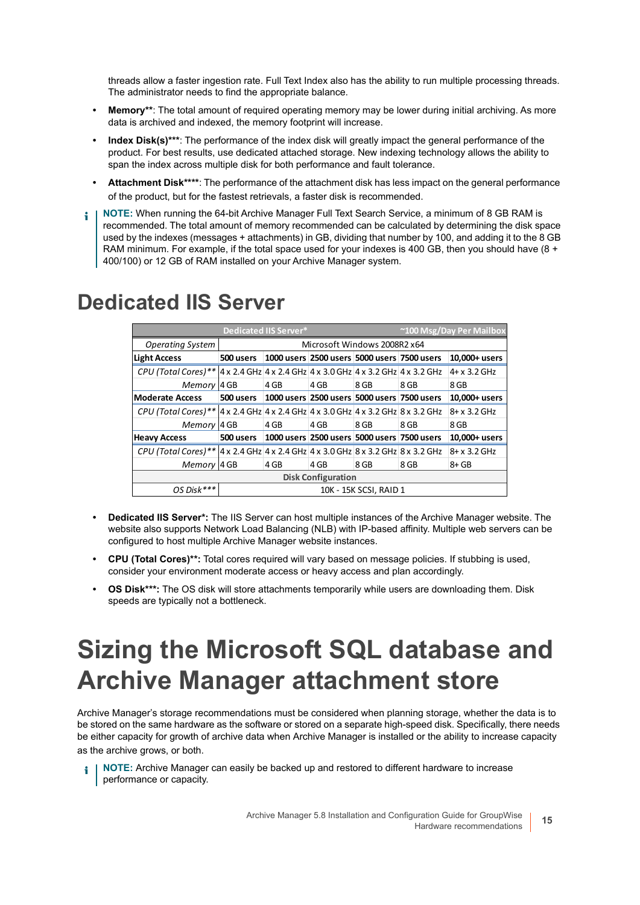threads allow a faster ingestion rate. Full Text Index also has the ability to run multiple processing threads. The administrator needs to find the appropriate balance.

- **Memory****: The total amount of required operating memory may be lower during initial archiving. As more data is archived and indexed, the memory footprint will increase.
- **Index Disk(s)*****: The performance of the index disk will greatly impact the general performance of the product. For best results, use dedicated attached storage. New indexing technology allows the ability to span the index across multiple disk for both performance and fault tolerance.
- **Attachment Disk******: The performance of the attachment disk has less impact on the general performance of the product, but for the fastest retrievals, a faster disk is recommended.

**NOTE:** When running the 64-bit Archive Manager Full Text Search Service, a minimum of 8 GB RAM is recommended. The total amount of memory recommended can be calculated by determining the disk space used by the indexes (messages + attachments) in GB, dividing that number by 100, and adding it to the 8 GB RAM minimum. For example, if the total space used for your indexes is 400 GB, then you should have (8 + 400/100) or 12 GB of RAM installed on your Archive Manager system.

# Dedicated IIS Server

| Dedicated IIS Server* | | | | | ~100 Msg/Day Per Mailbox | |
|---|---|---|---|---|---|---|
| *Operating System* | Microsoft Windows 2008R2 x64 | | | | | |
| **Light Access** | **500 users** | **1000 users** | **2500 users** | **5000 users** | **7500 users** | **10,000+ users** |
| *CPU (Total Cores)*** | 4 x 2.4 GHz | 4 x 2.4 GHz | 4 x 3.0 GHz | 4 x 3.2 GHz | 4 x 3.2 GHz | 4+ x 3.2 GHz |
| *Memory* | 4 GB | 4 GB | 4 GB | 8 GB | 8 GB | 8 GB |
| **Moderate Access** | **500 users** | **1000 users** | **2500 users** | **5000 users** | **7500 users** | **10,000+ users** |
| *CPU (Total Cores)*** | 4 x 2.4 GHz | 4 x 2.4 GHz | 4 x 3.0 GHz | 4 x 3.2 GHz | 8 x 3.2 GHz | 8+ x 3.2 GHz |
| *Memory* | 4 GB | 4 GB | 4 GB | 8 GB | 8 GB | 8 GB |
| **Heavy Access** | **500 users** | **1000 users** | **2500 users** | **5000 users** | **7500 users** | **10,000+ users** |
| *CPU (Total Cores)*** | 4 x 2.4 GHz | 4 x 2.4 GHz | 4 x 3.0 GHz | 8 x 3.2 GHz | 8 x 3.2 GHz | 8+ x 3.2 GHz |
| *Memory* | 4 GB | 4 GB | 4 GB | 8 GB | 8 GB | 8+ GB |
| **Disk Configuration** | | | | | | |
| *OS Disk**** | 10K - 15K SCSI, RAID 1 | | | | | |

- **Dedicated IIS Server*:** The IIS Server can host multiple instances of the Archive Manager website. The website also supports Network Load Balancing (NLB) with IP-based affinity. Multiple web servers can be configured to host multiple Archive Manager website instances.
- **CPU (Total Cores)**:** Total cores required will vary based on message policies. If stubbing is used, consider your environment moderate access or heavy access and plan accordingly.
- **OS Disk***:** The OS disk will store attachments temporarily while users are downloading them. Disk speeds are typically not a bottleneck.

# Sizing the Microsoft SQL database and Archive Manager attachment store

Archive Manager's storage recommendations must be considered when planning storage, whether the data is to be stored on the same hardware as the software or stored on a separate high-speed disk. Specifically, there needs be either capacity for growth of archive data when Archive Manager is installed or the ability to increase capacity as the archive grows, or both.

**NOTE:** Archive Manager can easily be backed up and restored to different hardware to increase performance or capacity.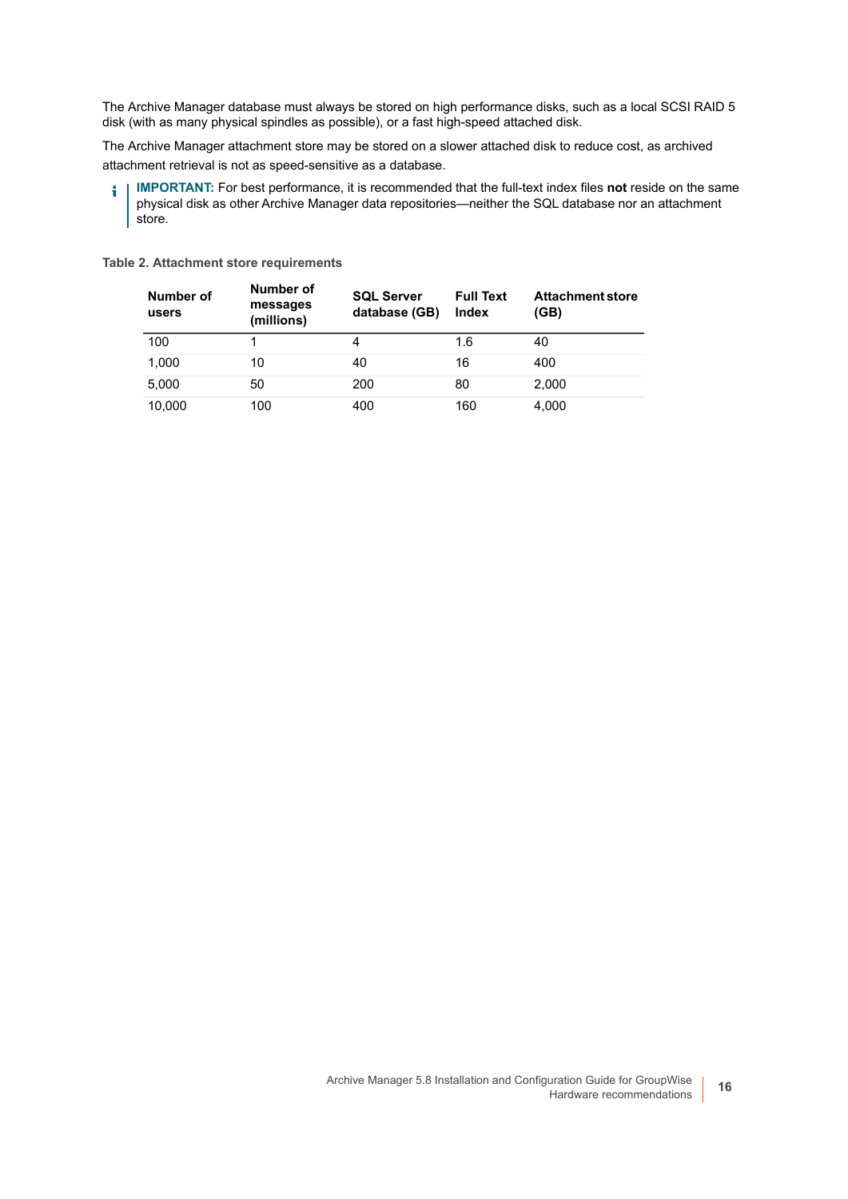The Archive Manager database must always be stored on high performance disks, such as a local SCSI RAID 5 disk (with as many physical spindles as possible), or a fast high-speed attached disk.

The Archive Manager attachment store may be stored on a slower attached disk to reduce cost, as archived attachment retrieval is not as speed-sensitive as a database.

**IMPORTANT:** For best performance, it is recommended that the full-text index files **not** reside on the same physical disk as other Archive Manager data repositories—neither the SQL database nor an attachment store.

**Table 2. Attachment store requirements**

| Number of users | Number of messages (millions) | SQL Server database (GB) | Full Text Index | Attachment store (GB) |
|---|---|---|---|---|
| 100 | 1 | 4 | 1.6 | 40 |
| 1,000 | 10 | 40 | 16 | 400 |
| 5,000 | 50 | 200 | 80 | 2,000 |
| 10,000 | 100 | 400 | 160 | 4,000 |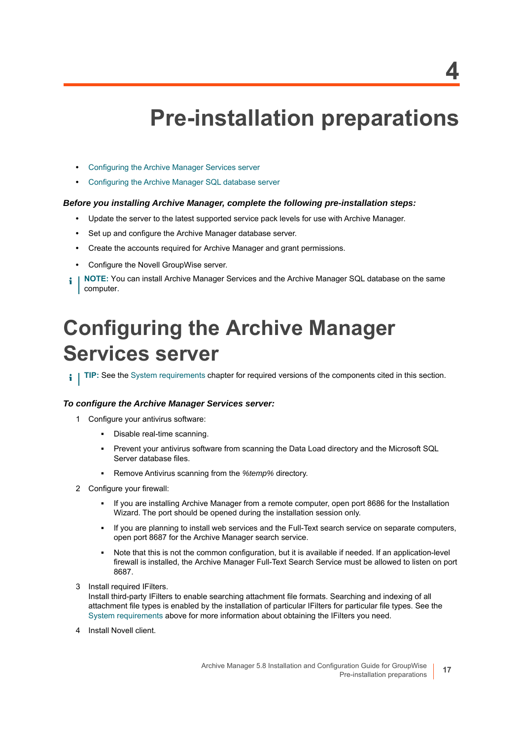# 4 Pre-installation preparations

- Configuring the Archive Manager Services server
- Configuring the Archive Manager SQL database server

***Before you installing Archive Manager, complete the following pre-installation steps:***

- Update the server to the latest supported service pack levels for use with Archive Manager.
- Set up and configure the Archive Manager database server.
- Create the accounts required for Archive Manager and grant permissions.
- Configure the Novell GroupWise server.

**NOTE:** You can install Archive Manager Services and the Archive Manager SQL database on the same computer.

## Configuring the Archive Manager Services server

**TIP:** See the System requirements chapter for required versions of the components cited in this section.

***To configure the Archive Manager Services server:***

1. Configure your antivirus software:
   - Disable real-time scanning.
   - Prevent your antivirus software from scanning the Data Load directory and the Microsoft SQL Server database files.
   - Remove Antivirus scanning from the *%temp%* directory.
2. Configure your firewall:
   - If you are installing Archive Manager from a remote computer, open port 8686 for the Installation Wizard. The port should be opened during the installation session only.
   - If you are planning to install web services and the Full-Text search service on separate computers, open port 8687 for the Archive Manager search service.
   - Note that this is not the common configuration, but it is available if needed. If an application-level firewall is installed, the Archive Manager Full-Text Search Service must be allowed to listen on port 8687.
3. Install required IFilters.
   Install third-party IFilters to enable searching attachment file formats. Searching and indexing of all attachment file types is enabled by the installation of particular IFilters for particular file types. See the System requirements above for more information about obtaining the IFilters you need.
4. Install Novell client.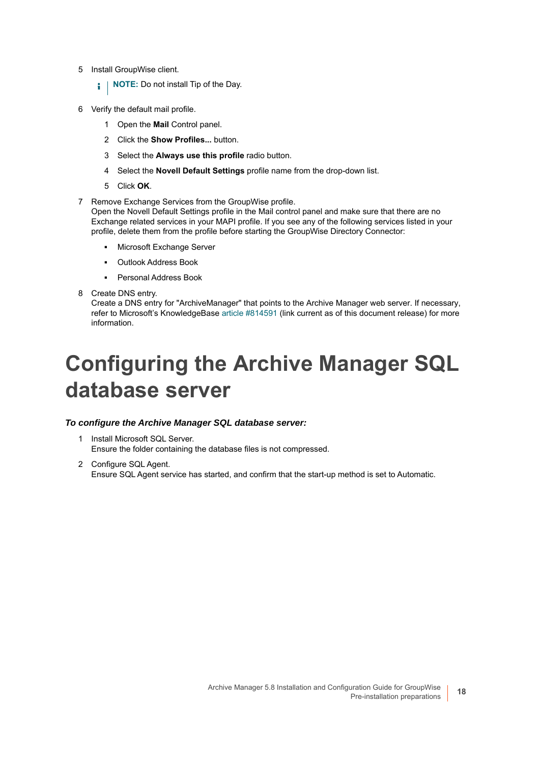5. Install GroupWise client.

   > **NOTE:** Do not install Tip of the Day.

6. Verify the default mail profile.

   1. Open the **Mail** Control panel.
   2. Click the **Show Profiles...** button.
   3. Select the **Always use this profile** radio button.
   4. Select the **Novell Default Settings** profile name from the drop-down list.
   5. Click **OK**.

7. Remove Exchange Services from the GroupWise profile.
   Open the Novell Default Settings profile in the Mail control panel and make sure that there are no Exchange related services in your MAPI profile. If you see any of the following services listed in your profile, delete them from the profile before starting the GroupWise Directory Connector:

   - Microsoft Exchange Server
   - Outlook Address Book
   - Personal Address Book

8. Create DNS entry.
   Create a DNS entry for "ArchiveManager" that points to the Archive Manager web server. If necessary, refer to Microsoft's KnowledgeBase article #814591 (link current as of this document release) for more information.

# Configuring the Archive Manager SQL database server

***To configure the Archive Manager SQL database server:***

1. Install Microsoft SQL Server.
   Ensure the folder containing the database files is not compressed.

2. Configure SQL Agent.
   Ensure SQL Agent service has started, and confirm that the start-up method is set to Automatic.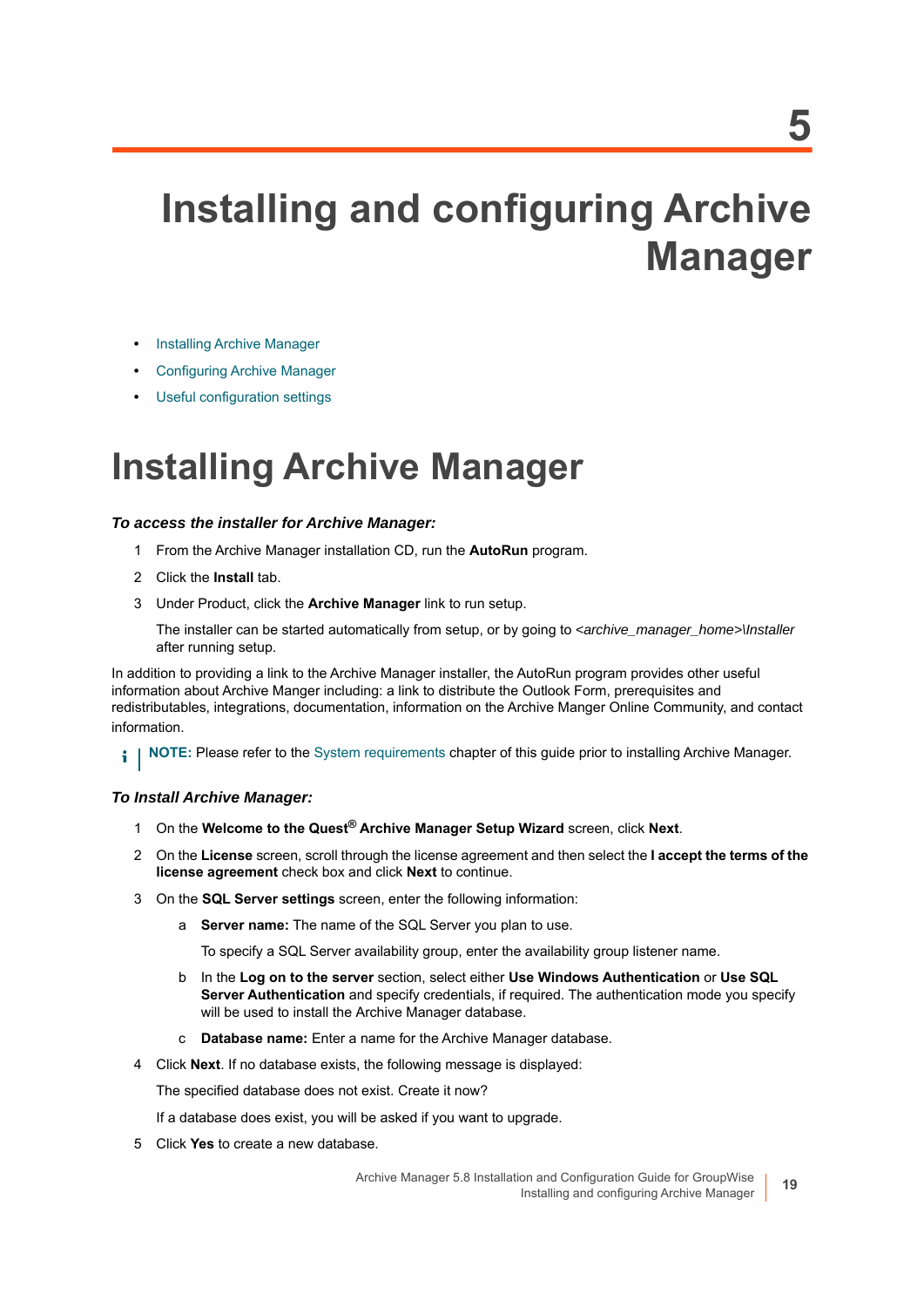5

# Installing and configuring Archive Manager

- Installing Archive Manager
- Configuring Archive Manager
- Useful configuration settings

## Installing Archive Manager

***To access the installer for Archive Manager:***

1. From the Archive Manager installation CD, run the **AutoRun** program.
2. Click the **Install** tab.
3. Under Product, click the **Archive Manager** link to run setup.

   The installer can be started automatically from setup, or by going to <*archive_manager_home*>\*Installer* after running setup.

In addition to providing a link to the Archive Manager installer, the AutoRun program provides other useful information about Archive Manger including: a link to distribute the Outlook Form, prerequisites and redistributables, integrations, documentation, information on the Archive Manger Online Community, and contact information.

**NOTE:** Please refer to the System requirements chapter of this guide prior to installing Archive Manager.

***To Install Archive Manager:***

1. On the **Welcome to the Quest® Archive Manager Setup Wizard** screen, click **Next**.
2. On the **License** screen, scroll through the license agreement and then select the **I accept the terms of the license agreement** check box and click **Next** to continue.
3. On the **SQL Server settings** screen, enter the following information:
   a. **Server name:** The name of the SQL Server you plan to use.

      To specify a SQL Server availability group, enter the availability group listener name.

   b. In the **Log on to the server** section, select either **Use Windows Authentication** or **Use SQL Server Authentication** and specify credentials, if required. The authentication mode you specify will be used to install the Archive Manager database.

   c. **Database name:** Enter a name for the Archive Manager database.
4. Click **Next**. If no database exists, the following message is displayed:

   The specified database does not exist. Create it now?

   If a database does exist, you will be asked if you want to upgrade.
5. Click **Yes** to create a new database.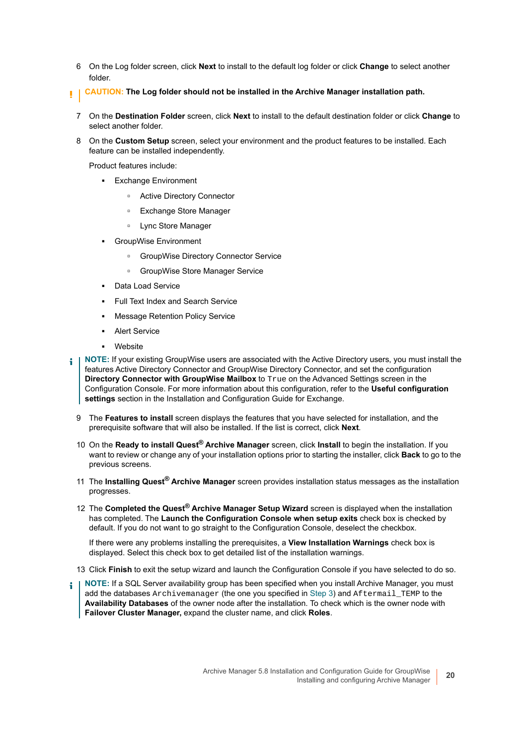6 On the Log folder screen, click **Next** to install to the default log folder or click **Change** to select another folder.

> **CAUTION: The Log folder should not be installed in the Archive Manager installation path.**

7 On the **Destination Folder** screen, click **Next** to install to the default destination folder or click **Change** to select another folder.

8 On the **Custom Setup** screen, select your environment and the product features to be installed. Each feature can be installed independently.

Product features include:

- Exchange Environment
  - Active Directory Connector
  - Exchange Store Manager
  - Lync Store Manager
- GroupWise Environment
  - GroupWise Directory Connector Service
  - GroupWise Store Manager Service
- Data Load Service
- Full Text Index and Search Service
- Message Retention Policy Service
- Alert Service
- Website

> **NOTE:** If your existing GroupWise users are associated with the Active Directory users, you must install the features Active Directory Connector and GroupWise Directory Connector, and set the configuration **Directory Connector with GroupWise Mailbox** to `True` on the Advanced Settings screen in the Configuration Console. For more information about this configuration, refer to the **Useful configuration settings** section in the Installation and Configuration Guide for Exchange.

9 The **Features to install** screen displays the features that you have selected for installation, and the prerequisite software that will also be installed. If the list is correct, click **Next**.

10 On the **Ready to install Quest® Archive Manager** screen, click **Install** to begin the installation. If you want to review or change any of your installation options prior to starting the installer, click **Back** to go to the previous screens.

11 The **Installing Quest® Archive Manager** screen provides installation status messages as the installation progresses.

12 The **Completed the Quest® Archive Manager Setup Wizard** screen is displayed when the installation has completed. The **Launch the Configuration Console when setup exits** check box is checked by default. If you do not want to go straight to the Configuration Console, deselect the checkbox.

If there were any problems installing the prerequisites, a **View Installation Warnings** check box is displayed. Select this check box to get detailed list of the installation warnings.

13 Click **Finish** to exit the setup wizard and launch the Configuration Console if you have selected to do so.

> **NOTE:** If a SQL Server availability group has been specified when you install Archive Manager, you must add the databases `Archivemanager` (the one you specified in Step 3) and `Aftermail_TEMP` to the **Availability Databases** of the owner node after the installation. To check which is the owner node with **Failover Cluster Manager,** expand the cluster name, and click **Roles**.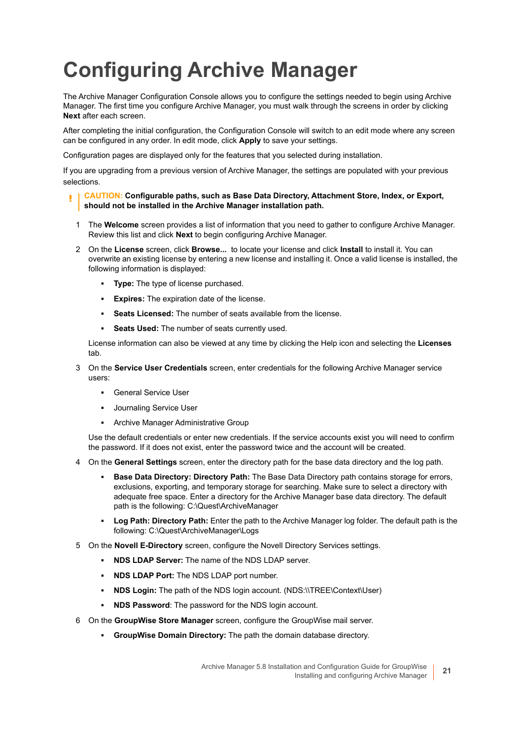# Configuring Archive Manager

The Archive Manager Configuration Console allows you to configure the settings needed to begin using Archive Manager. The first time you configure Archive Manager, you must walk through the screens in order by clicking **Next** after each screen.

After completing the initial configuration, the Configuration Console will switch to an edit mode where any screen can be configured in any order. In edit mode, click **Apply** to save your settings.

Configuration pages are displayed only for the features that you selected during installation.

If you are upgrading from a previous version of Archive Manager, the settings are populated with your previous selections.

> **CAUTION: Configurable paths, such as Base Data Directory, Attachment Store, Index, or Export, should not be installed in the Archive Manager installation path.**

1. The **Welcome** screen provides a list of information that you need to gather to configure Archive Manager. Review this list and click **Next** to begin configuring Archive Manager.
2. On the **License** screen, click **Browse...** to locate your license and click **Install** to install it. You can overwrite an existing license by entering a new license and installing it. Once a valid license is installed, the following information is displayed:
   - **Type:** The type of license purchased.
   - **Expires:** The expiration date of the license.
   - **Seats Licensed:** The number of seats available from the license.
   - **Seats Used:** The number of seats currently used.

   License information can also be viewed at any time by clicking the Help icon and selecting the **Licenses** tab.
3. On the **Service User Credentials** screen, enter credentials for the following Archive Manager service users:
   - General Service User
   - Journaling Service User
   - Archive Manager Administrative Group

   Use the default credentials or enter new credentials. If the service accounts exist you will need to confirm the password. If it does not exist, enter the password twice and the account will be created.
4. On the **General Settings** screen, enter the directory path for the base data directory and the log path.
   - **Base Data Directory: Directory Path:** The Base Data Directory path contains storage for errors, exclusions, exporting, and temporary storage for searching. Make sure to select a directory with adequate free space. Enter a directory for the Archive Manager base data directory. The default path is the following: C:\Quest\ArchiveManager
   - **Log Path: Directory Path:** Enter the path to the Archive Manager log folder. The default path is the following: C:\Quest\ArchiveManager\Logs
5. On the **Novell E-Directory** screen, configure the Novell Directory Services settings.
   - **NDS LDAP Server:** The name of the NDS LDAP server.
   - **NDS LDAP Port:** The NDS LDAP port number.
   - **NDS Login:** The path of the NDS login account. (NDS:\\TREE\Context\User)
   - **NDS Password**: The password for the NDS login account.
6. On the **GroupWise Store Manager** screen, configure the GroupWise mail server.
   - **GroupWise Domain Directory:** The path the domain database directory.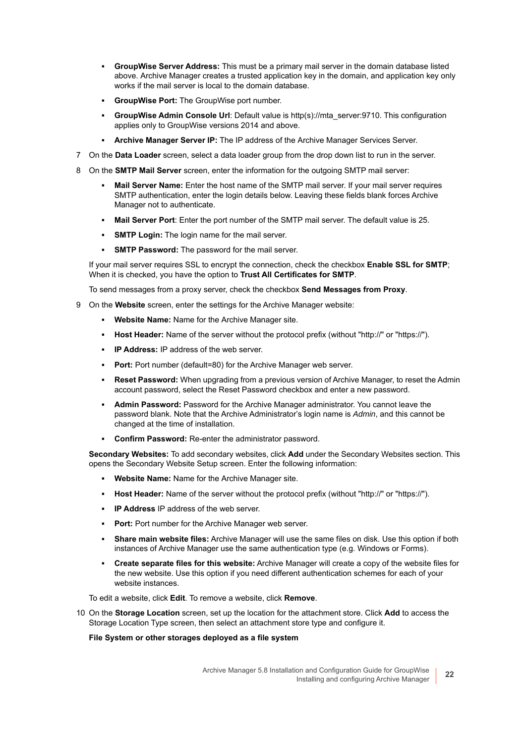- **GroupWise Server Address:** This must be a primary mail server in the domain database listed above. Archive Manager creates a trusted application key in the domain, and application key only works if the mail server is local to the domain database.
- **GroupWise Port:** The GroupWise port number.
- **GroupWise Admin Console Url**: Default value is http(s)://mta_server:9710. This configuration applies only to GroupWise versions 2014 and above.
- **Archive Manager Server IP:** The IP address of the Archive Manager Services Server.

7 On the **Data Loader** screen, select a data loader group from the drop down list to run in the server.

8 On the **SMTP Mail Server** screen, enter the information for the outgoing SMTP mail server:

- **Mail Server Name:** Enter the host name of the SMTP mail server. If your mail server requires SMTP authentication, enter the login details below. Leaving these fields blank forces Archive Manager not to authenticate.
- **Mail Server Port**: Enter the port number of the SMTP mail server. The default value is 25.
- **SMTP Login:** The login name for the mail server.
- **SMTP Password:** The password for the mail server.

If your mail server requires SSL to encrypt the connection, check the checkbox **Enable SSL for SMTP**; When it is checked, you have the option to **Trust All Certificates for SMTP**.

To send messages from a proxy server, check the checkbox **Send Messages from Proxy**.

9 On the **Website** screen, enter the settings for the Archive Manager website:

- **Website Name:** Name for the Archive Manager site.
- **Host Header:** Name of the server without the protocol prefix (without "http://" or "https://").
- **IP Address:** IP address of the web server.
- **Port:** Port number (default=80) for the Archive Manager web server.
- **Reset Password:** When upgrading from a previous version of Archive Manager, to reset the Admin account password, select the Reset Password checkbox and enter a new password.
- **Admin Password:** Password for the Archive Manager administrator. You cannot leave the password blank. Note that the Archive Administrator's login name is *Admin*, and this cannot be changed at the time of installation.
- **Confirm Password:** Re-enter the administrator password.

**Secondary Websites:** To add secondary websites, click **Add** under the Secondary Websites section. This opens the Secondary Website Setup screen. Enter the following information:

- **Website Name:** Name for the Archive Manager site.
- **Host Header:** Name of the server without the protocol prefix (without "http://" or "https://").
- **IP Address** IP address of the web server.
- **Port:** Port number for the Archive Manager web server.
- **Share main website files:** Archive Manager will use the same files on disk. Use this option if both instances of Archive Manager use the same authentication type (e.g. Windows or Forms).
- **Create separate files for this website:** Archive Manager will create a copy of the website files for the new website. Use this option if you need different authentication schemes for each of your website instances.

To edit a website, click **Edit**. To remove a website, click **Remove**.

10 On the **Storage Location** screen, set up the location for the attachment store. Click **Add** to access the Storage Location Type screen, then select an attachment store type and configure it.

**File System or other storages deployed as a file system**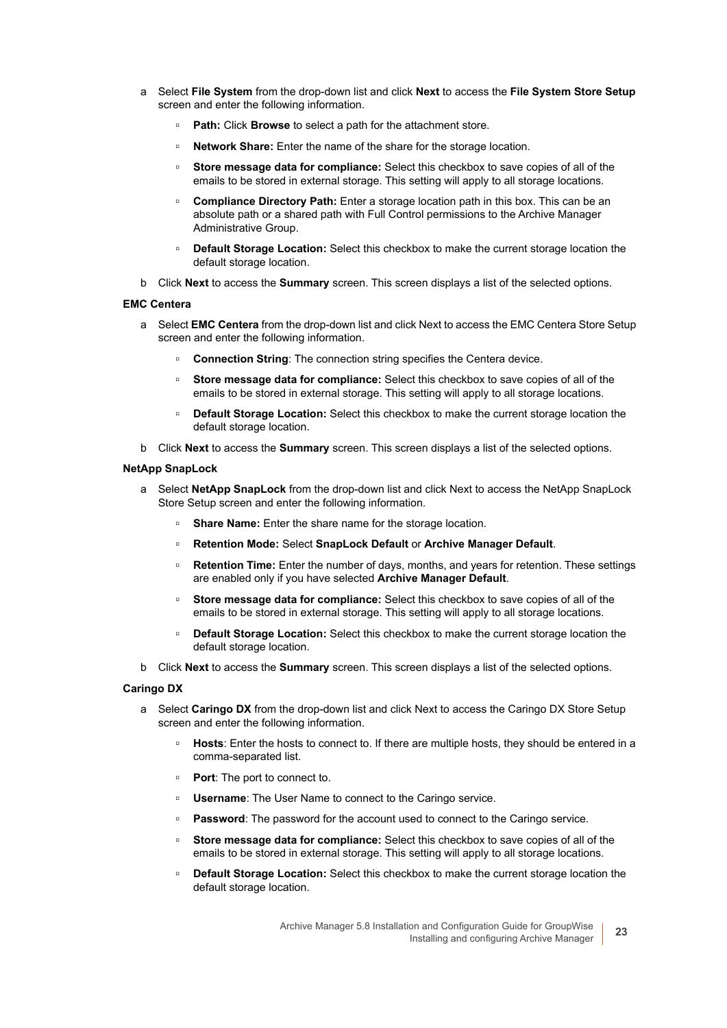a Select **File System** from the drop-down list and click **Next** to access the **File System Store Setup** screen and enter the following information.

- **Path:** Click **Browse** to select a path for the attachment store.
- **Network Share:** Enter the name of the share for the storage location.
- **Store message data for compliance:** Select this checkbox to save copies of all of the emails to be stored in external storage. This setting will apply to all storage locations.
- **Compliance Directory Path:** Enter a storage location path in this box. This can be an absolute path or a shared path with Full Control permissions to the Archive Manager Administrative Group.
- **Default Storage Location:** Select this checkbox to make the current storage location the default storage location.

b Click **Next** to access the **Summary** screen. This screen displays a list of the selected options.

**EMC Centera**

a Select **EMC Centera** from the drop-down list and click Next to access the EMC Centera Store Setup screen and enter the following information.

- **Connection String**: The connection string specifies the Centera device.
- **Store message data for compliance:** Select this checkbox to save copies of all of the emails to be stored in external storage. This setting will apply to all storage locations.
- **Default Storage Location:** Select this checkbox to make the current storage location the default storage location.

b Click **Next** to access the **Summary** screen. This screen displays a list of the selected options.

**NetApp SnapLock**

a Select **NetApp SnapLock** from the drop-down list and click Next to access the NetApp SnapLock Store Setup screen and enter the following information.

- **Share Name:** Enter the share name for the storage location.
- **Retention Mode:** Select **SnapLock Default** or **Archive Manager Default**.
- **Retention Time:** Enter the number of days, months, and years for retention. These settings are enabled only if you have selected **Archive Manager Default**.
- **Store message data for compliance:** Select this checkbox to save copies of all of the emails to be stored in external storage. This setting will apply to all storage locations.
- **Default Storage Location:** Select this checkbox to make the current storage location the default storage location.

b Click **Next** to access the **Summary** screen. This screen displays a list of the selected options.

**Caringo DX**

a Select **Caringo DX** from the drop-down list and click Next to access the Caringo DX Store Setup screen and enter the following information.

- **Hosts**: Enter the hosts to connect to. If there are multiple hosts, they should be entered in a comma-separated list.
- **Port**: The port to connect to.
- **Username**: The User Name to connect to the Caringo service.
- **Password**: The password for the account used to connect to the Caringo service.
- **Store message data for compliance:** Select this checkbox to save copies of all of the emails to be stored in external storage. This setting will apply to all storage locations.
- **Default Storage Location:** Select this checkbox to make the current storage location the default storage location.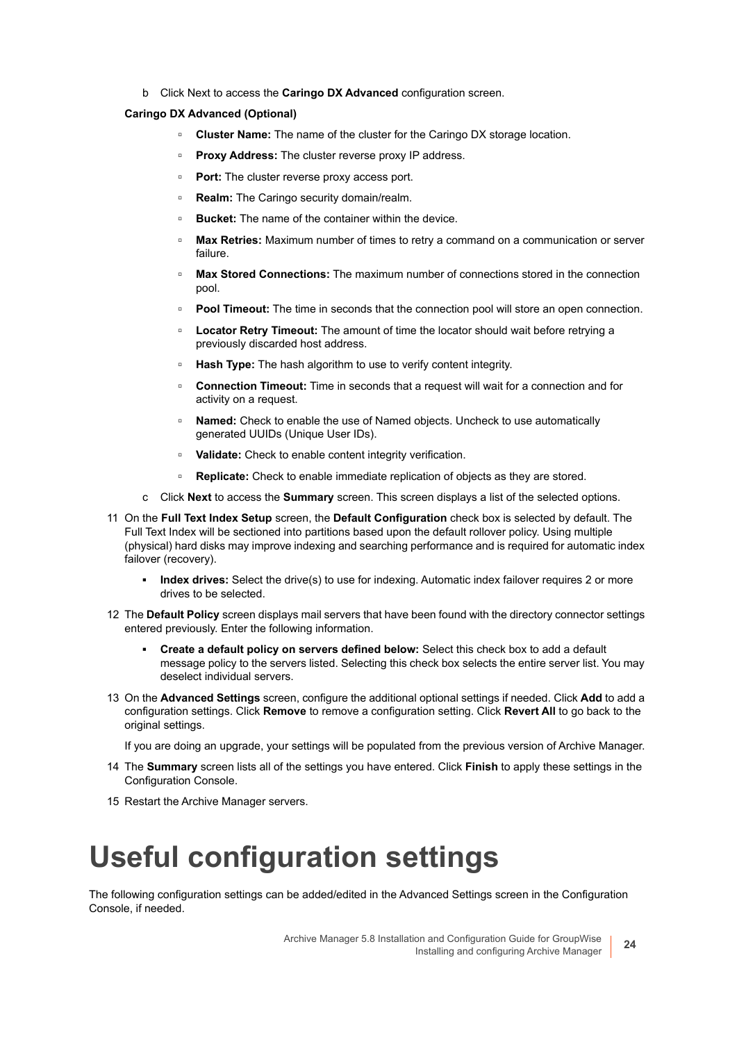b Click Next to access the **Caringo DX Advanced** configuration screen.

**Caringo DX Advanced (Optional)**

- **Cluster Name:** The name of the cluster for the Caringo DX storage location.
- **Proxy Address:** The cluster reverse proxy IP address.
- **Port:** The cluster reverse proxy access port.
- **Realm:** The Caringo security domain/realm.
- **Bucket:** The name of the container within the device.
- **Max Retries:** Maximum number of times to retry a command on a communication or server failure.
- **Max Stored Connections:** The maximum number of connections stored in the connection pool.
- **Pool Timeout:** The time in seconds that the connection pool will store an open connection.
- **Locator Retry Timeout:** The amount of time the locator should wait before retrying a previously discarded host address.
- **Hash Type:** The hash algorithm to use to verify content integrity.
- **Connection Timeout:** Time in seconds that a request will wait for a connection and for activity on a request.
- **Named:** Check to enable the use of Named objects. Uncheck to use automatically generated UUIDs (Unique User IDs).
- **Validate:** Check to enable content integrity verification.
- **Replicate:** Check to enable immediate replication of objects as they are stored.

c Click **Next** to access the **Summary** screen. This screen displays a list of the selected options.

11 On the **Full Text Index Setup** screen, the **Default Configuration** check box is selected by default. The Full Text Index will be sectioned into partitions based upon the default rollover policy. Using multiple (physical) hard disks may improve indexing and searching performance and is required for automatic index failover (recovery).

- **Index drives:** Select the drive(s) to use for indexing. Automatic index failover requires 2 or more drives to be selected.

12 The **Default Policy** screen displays mail servers that have been found with the directory connector settings entered previously. Enter the following information.

- **Create a default policy on servers defined below:** Select this check box to add a default message policy to the servers listed. Selecting this check box selects the entire server list. You may deselect individual servers.

13 On the **Advanced Settings** screen, configure the additional optional settings if needed. Click **Add** to add a configuration settings. Click **Remove** to remove a configuration setting. Click **Revert All** to go back to the original settings.

If you are doing an upgrade, your settings will be populated from the previous version of Archive Manager.

14 The **Summary** screen lists all of the settings you have entered. Click **Finish** to apply these settings in the Configuration Console.

15 Restart the Archive Manager servers.

# Useful configuration settings

The following configuration settings can be added/edited in the Advanced Settings screen in the Configuration Console, if needed.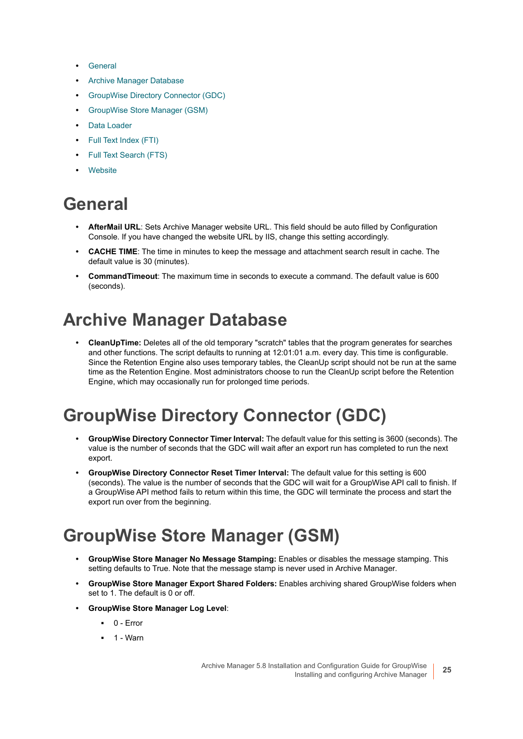- General
- Archive Manager Database
- GroupWise Directory Connector (GDC)
- GroupWise Store Manager (GSM)
- Data Loader
- Full Text Index (FTI)
- Full Text Search (FTS)
- Website

# General

- **AfterMail URL**: Sets Archive Manager website URL. This field should be auto filled by Configuration Console. If you have changed the website URL by IIS, change this setting accordingly.
- **CACHE TIME**: The time in minutes to keep the message and attachment search result in cache. The default value is 30 (minutes).
- **CommandTimeout**: The maximum time in seconds to execute a command. The default value is 600 (seconds).

# Archive Manager Database

- **CleanUpTime:** Deletes all of the old temporary "scratch" tables that the program generates for searches and other functions. The script defaults to running at 12:01:01 a.m. every day. This time is configurable. Since the Retention Engine also uses temporary tables, the CleanUp script should not be run at the same time as the Retention Engine. Most administrators choose to run the CleanUp script before the Retention Engine, which may occasionally run for prolonged time periods.

# GroupWise Directory Connector (GDC)

- **GroupWise Directory Connector Timer Interval:** The default value for this setting is 3600 (seconds). The value is the number of seconds that the GDC will wait after an export run has completed to run the next export.
- **GroupWise Directory Connector Reset Timer Interval:** The default value for this setting is 600 (seconds). The value is the number of seconds that the GDC will wait for a GroupWise API call to finish. If a GroupWise API method fails to return within this time, the GDC will terminate the process and start the export run over from the beginning.

# GroupWise Store Manager (GSM)

- **GroupWise Store Manager No Message Stamping:** Enables or disables the message stamping. This setting defaults to True. Note that the message stamp is never used in Archive Manager.
- **GroupWise Store Manager Export Shared Folders:** Enables archiving shared GroupWise folders when set to 1. The default is 0 or off.
- **GroupWise Store Manager Log Level**:
  - 0 - Error
  - 1 - Warn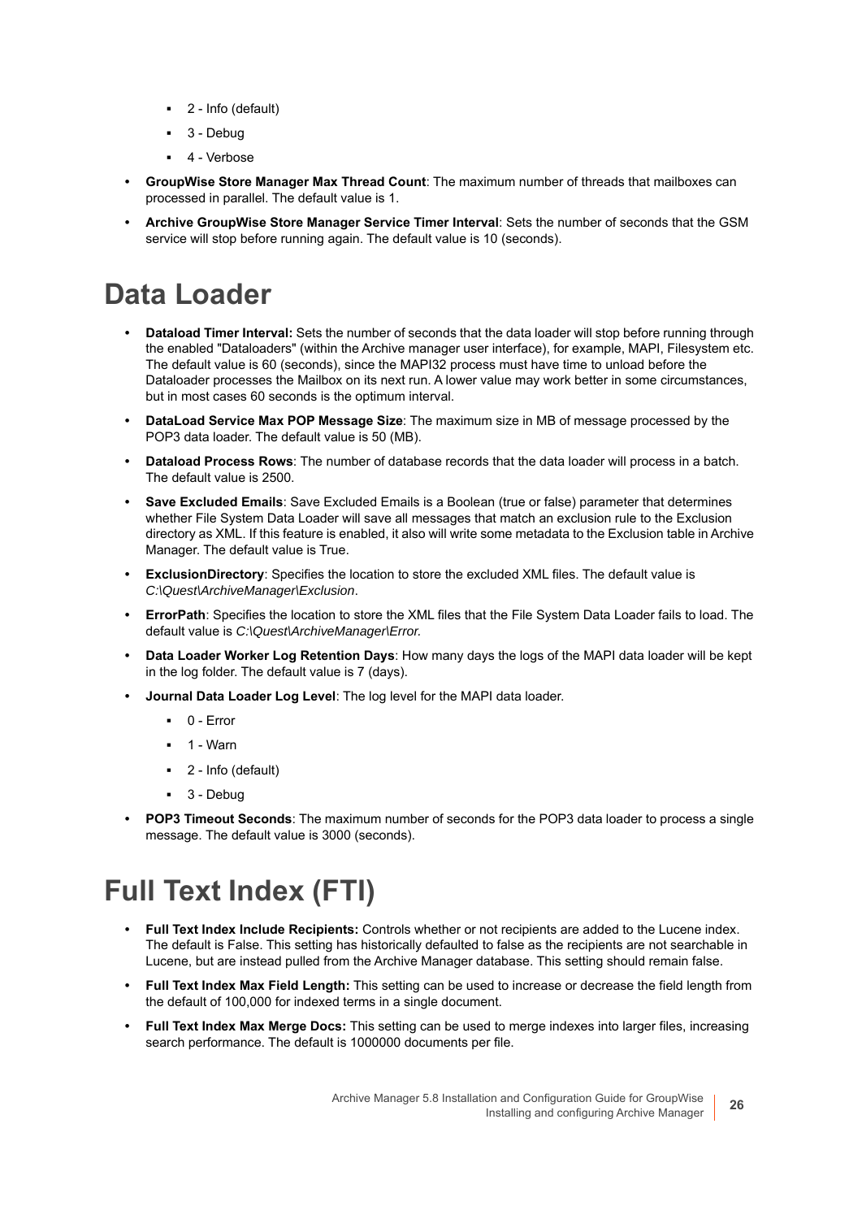- 2 - Info (default)
  - 3 - Debug
  - 4 - Verbose
- **GroupWise Store Manager Max Thread Count**: The maximum number of threads that mailboxes can processed in parallel. The default value is 1.
- **Archive GroupWise Store Manager Service Timer Interval**: Sets the number of seconds that the GSM service will stop before running again. The default value is 10 (seconds).

# Data Loader

- **Dataload Timer Interval:** Sets the number of seconds that the data loader will stop before running through the enabled "Dataloaders" (within the Archive manager user interface), for example, MAPI, Filesystem etc. The default value is 60 (seconds), since the MAPI32 process must have time to unload before the Dataloader processes the Mailbox on its next run. A lower value may work better in some circumstances, but in most cases 60 seconds is the optimum interval.
- **DataLoad Service Max POP Message Size**: The maximum size in MB of message processed by the POP3 data loader. The default value is 50 (MB).
- **Dataload Process Rows**: The number of database records that the data loader will process in a batch. The default value is 2500.
- **Save Excluded Emails**: Save Excluded Emails is a Boolean (true or false) parameter that determines whether File System Data Loader will save all messages that match an exclusion rule to the Exclusion directory as XML. If this feature is enabled, it also will write some metadata to the Exclusion table in Archive Manager. The default value is True.
- **ExclusionDirectory**: Specifies the location to store the excluded XML files. The default value is *C:\Quest\ArchiveManager\Exclusion*.
- **ErrorPath**: Specifies the location to store the XML files that the File System Data Loader fails to load. The default value is *C:\Quest\ArchiveManager\Error.*
- **Data Loader Worker Log Retention Days**: How many days the logs of the MAPI data loader will be kept in the log folder. The default value is 7 (days).
- **Journal Data Loader Log Level**: The log level for the MAPI data loader.
  - 0 - Error
  - 1 - Warn
  - 2 - Info (default)
  - 3 - Debug
- **POP3 Timeout Seconds**: The maximum number of seconds for the POP3 data loader to process a single message. The default value is 3000 (seconds).

# Full Text Index (FTI)

- **Full Text Index Include Recipients:** Controls whether or not recipients are added to the Lucene index. The default is False. This setting has historically defaulted to false as the recipients are not searchable in Lucene, but are instead pulled from the Archive Manager database. This setting should remain false.
- **Full Text Index Max Field Length:** This setting can be used to increase or decrease the field length from the default of 100,000 for indexed terms in a single document.
- **Full Text Index Max Merge Docs:** This setting can be used to merge indexes into larger files, increasing search performance. The default is 1000000 documents per file.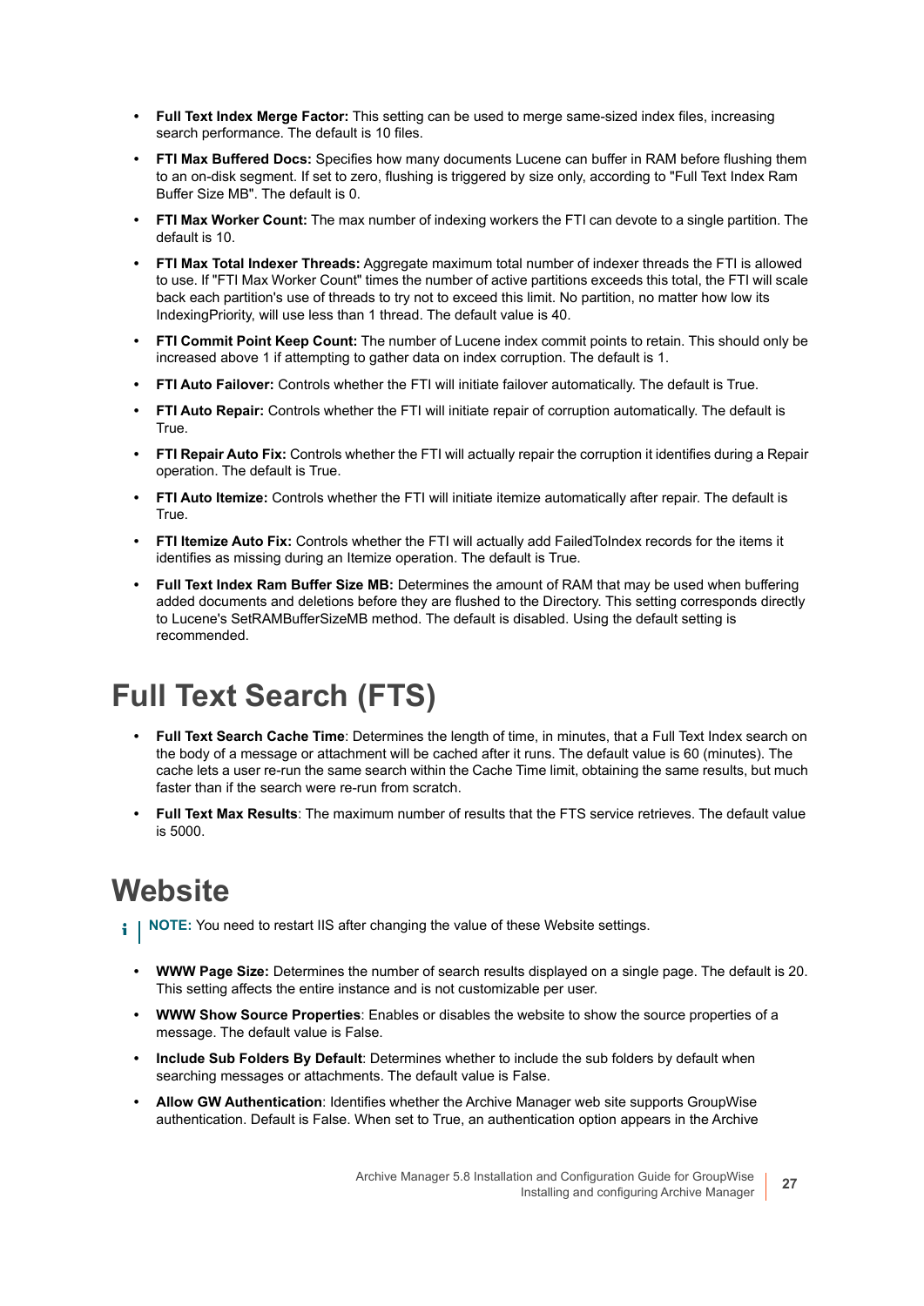- **Full Text Index Merge Factor:** This setting can be used to merge same-sized index files, increasing search performance. The default is 10 files.
- **FTI Max Buffered Docs:** Specifies how many documents Lucene can buffer in RAM before flushing them to an on-disk segment. If set to zero, flushing is triggered by size only, according to "Full Text Index Ram Buffer Size MB". The default is 0.
- **FTI Max Worker Count:** The max number of indexing workers the FTI can devote to a single partition. The default is 10.
- **FTI Max Total Indexer Threads:** Aggregate maximum total number of indexer threads the FTI is allowed to use. If "FTI Max Worker Count" times the number of active partitions exceeds this total, the FTI will scale back each partition's use of threads to try not to exceed this limit. No partition, no matter how low its IndexingPriority, will use less than 1 thread. The default value is 40.
- **FTI Commit Point Keep Count:** The number of Lucene index commit points to retain. This should only be increased above 1 if attempting to gather data on index corruption. The default is 1.
- **FTI Auto Failover:** Controls whether the FTI will initiate failover automatically. The default is True.
- **FTI Auto Repair:** Controls whether the FTI will initiate repair of corruption automatically. The default is True.
- **FTI Repair Auto Fix:** Controls whether the FTI will actually repair the corruption it identifies during a Repair operation. The default is True.
- **FTI Auto Itemize:** Controls whether the FTI will initiate itemize automatically after repair. The default is True.
- **FTI Itemize Auto Fix:** Controls whether the FTI will actually add FailedToIndex records for the items it identifies as missing during an Itemize operation. The default is True.
- **Full Text Index Ram Buffer Size MB:** Determines the amount of RAM that may be used when buffering added documents and deletions before they are flushed to the Directory. This setting corresponds directly to Lucene's SetRAMBufferSizeMB method. The default is disabled. Using the default setting is recommended.

# Full Text Search (FTS)

- **Full Text Search Cache Time**: Determines the length of time, in minutes, that a Full Text Index search on the body of a message or attachment will be cached after it runs. The default value is 60 (minutes). The cache lets a user re-run the same search within the Cache Time limit, obtaining the same results, but much faster than if the search were re-run from scratch.
- **Full Text Max Results**: The maximum number of results that the FTS service retrieves. The default value is 5000.

# Website

**NOTE:** You need to restart IIS after changing the value of these Website settings.

- **WWW Page Size:** Determines the number of search results displayed on a single page. The default is 20. This setting affects the entire instance and is not customizable per user.
- **WWW Show Source Properties**: Enables or disables the website to show the source properties of a message. The default value is False.
- **Include Sub Folders By Default**: Determines whether to include the sub folders by default when searching messages or attachments. The default value is False.
- **Allow GW Authentication**: Identifies whether the Archive Manager web site supports GroupWise authentication. Default is False. When set to True, an authentication option appears in the Archive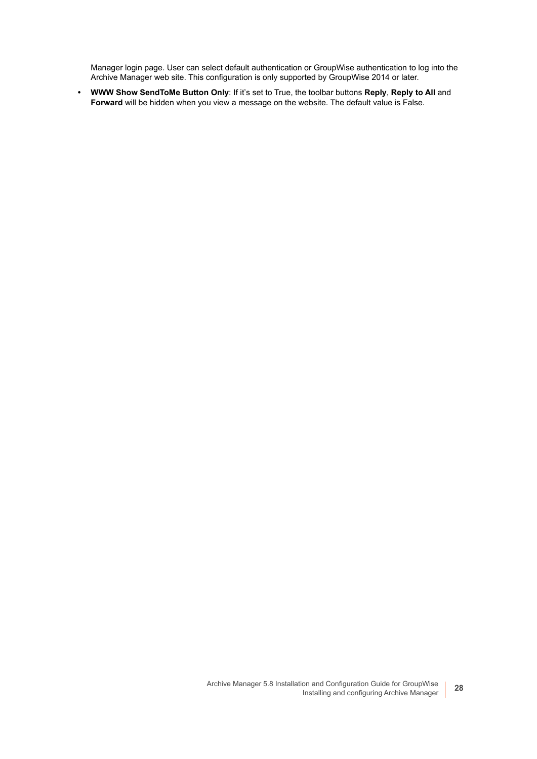Manager login page. User can select default authentication or GroupWise authentication to log into the Archive Manager web site. This configuration is only supported by GroupWise 2014 or later.

- **WWW Show SendToMe Button Only**: If it's set to True, the toolbar buttons **Reply**, **Reply to All** and **Forward** will be hidden when you view a message on the website. The default value is False.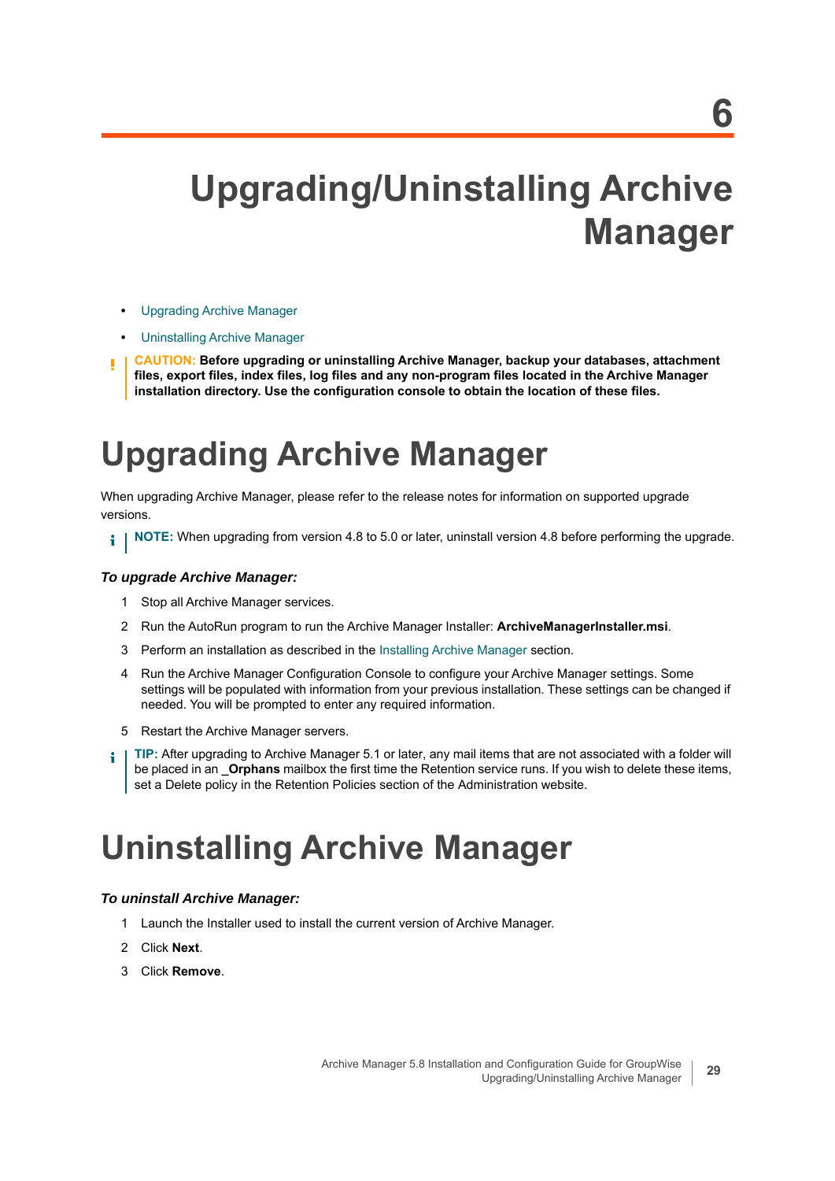# 6 Upgrading/Uninstalling Archive Manager

- Upgrading Archive Manager
- Uninstalling Archive Manager

**CAUTION: Before upgrading or uninstalling Archive Manager, backup your databases, attachment files, export files, index files, log files and any non-program files located in the Archive Manager installation directory. Use the configuration console to obtain the location of these files.**

## Upgrading Archive Manager

When upgrading Archive Manager, please refer to the release notes for information on supported upgrade versions.

**NOTE:** When upgrading from version 4.8 to 5.0 or later, uninstall version 4.8 before performing the upgrade.

***To upgrade Archive Manager:***

1. Stop all Archive Manager services.
2. Run the AutoRun program to run the Archive Manager Installer: **ArchiveManagerInstaller.msi**.
3. Perform an installation as described in the Installing Archive Manager section.
4. Run the Archive Manager Configuration Console to configure your Archive Manager settings. Some settings will be populated with information from your previous installation. These settings can be changed if needed. You will be prompted to enter any required information.
5. Restart the Archive Manager servers.

**TIP:** After upgrading to Archive Manager 5.1 or later, any mail items that are not associated with a folder will be placed in an **_Orphans** mailbox the first time the Retention service runs. If you wish to delete these items, set a Delete policy in the Retention Policies section of the Administration website.

## Uninstalling Archive Manager

***To uninstall Archive Manager:***

1. Launch the Installer used to install the current version of Archive Manager.
2. Click **Next**.
3. Click **Remove**.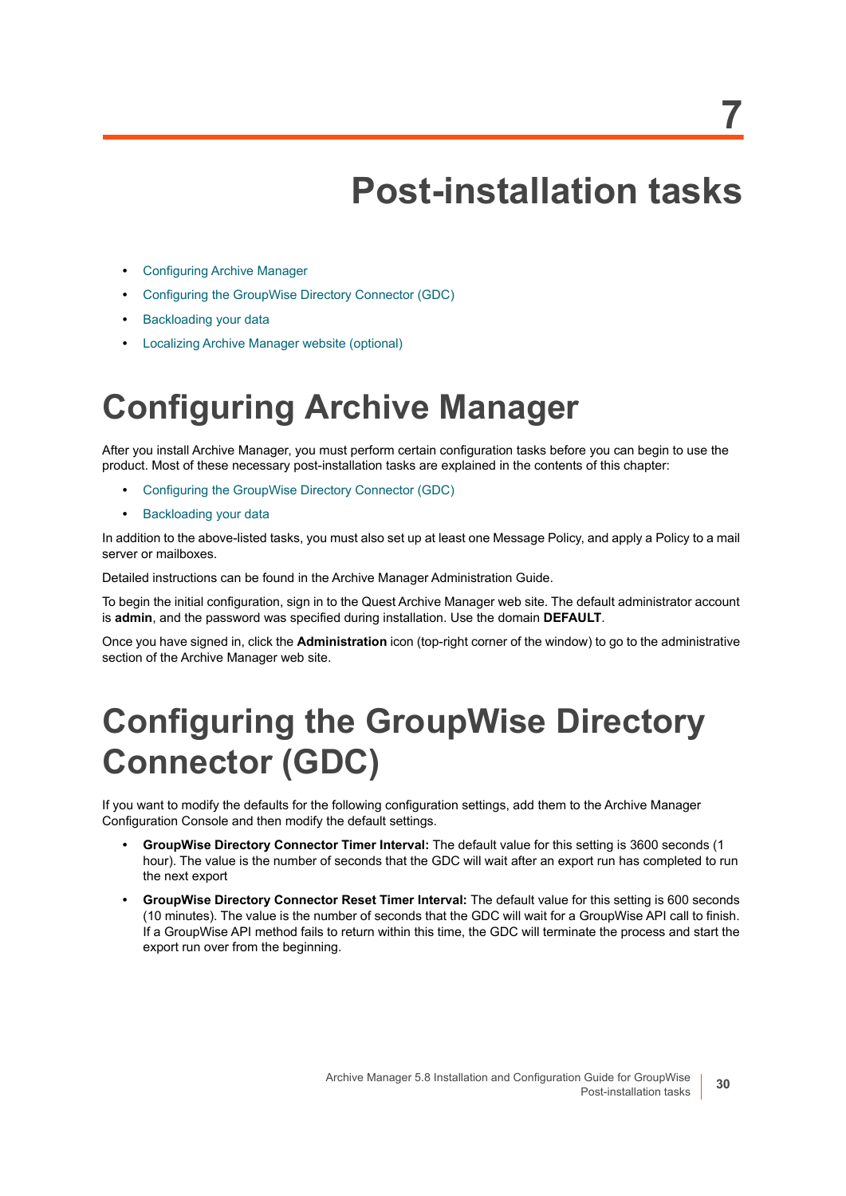# 7 Post-installation tasks

- Configuring Archive Manager
- Configuring the GroupWise Directory Connector (GDC)
- Backloading your data
- Localizing Archive Manager website (optional)

## Configuring Archive Manager

After you install Archive Manager, you must perform certain configuration tasks before you can begin to use the product. Most of these necessary post-installation tasks are explained in the contents of this chapter:

- Configuring the GroupWise Directory Connector (GDC)
- Backloading your data

In addition to the above-listed tasks, you must also set up at least one Message Policy, and apply a Policy to a mail server or mailboxes.

Detailed instructions can be found in the Archive Manager Administration Guide.

To begin the initial configuration, sign in to the Quest Archive Manager web site. The default administrator account is **admin**, and the password was specified during installation. Use the domain **DEFAULT**.

Once you have signed in, click the **Administration** icon (top-right corner of the window) to go to the administrative section of the Archive Manager web site.

## Configuring the GroupWise Directory Connector (GDC)

If you want to modify the defaults for the following configuration settings, add them to the Archive Manager Configuration Console and then modify the default settings.

- **GroupWise Directory Connector Timer Interval:** The default value for this setting is 3600 seconds (1 hour). The value is the number of seconds that the GDC will wait after an export run has completed to run the next export
- **GroupWise Directory Connector Reset Timer Interval:** The default value for this setting is 600 seconds (10 minutes). The value is the number of seconds that the GDC will wait for a GroupWise API call to finish. If a GroupWise API method fails to return within this time, the GDC will terminate the process and start the export run over from the beginning.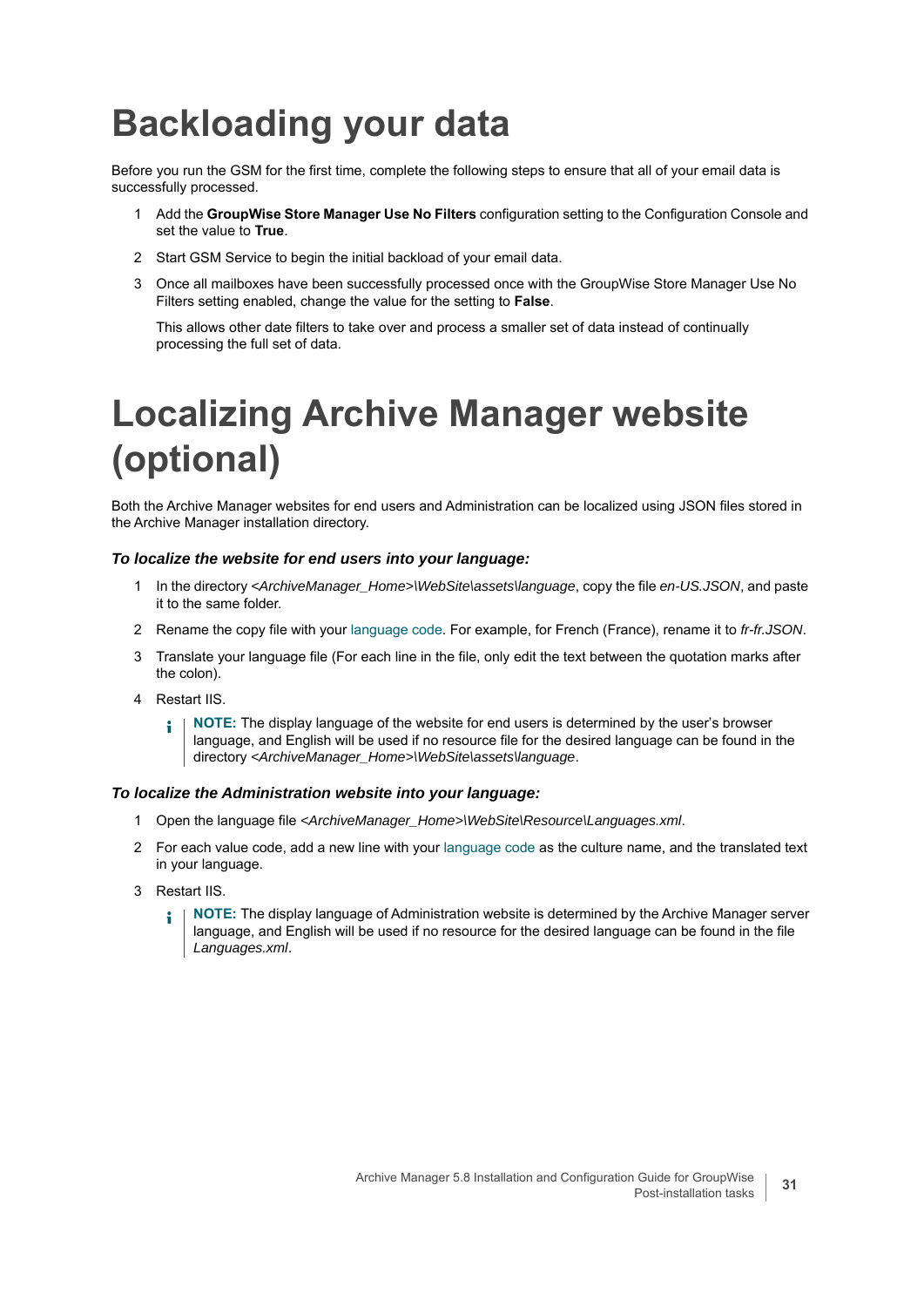# Backloading your data

Before you run the GSM for the first time, complete the following steps to ensure that all of your email data is successfully processed.

1. Add the **GroupWise Store Manager Use No Filters** configuration setting to the Configuration Console and set the value to **True**.
2. Start GSM Service to begin the initial backload of your email data.
3. Once all mailboxes have been successfully processed once with the GroupWise Store Manager Use No Filters setting enabled, change the value for the setting to **False**.

   This allows other date filters to take over and process a smaller set of data instead of continually processing the full set of data.

# Localizing Archive Manager website (optional)

Both the Archive Manager websites for end users and Administration can be localized using JSON files stored in the Archive Manager installation directory.

### *To localize the website for end users into your language:*

1. In the directory *<ArchiveManager_Home>\WebSite\assets\language*, copy the file *en-US.JSON*, and paste it to the same folder.
2. Rename the copy file with your language code. For example, for French (France), rename it to *fr-fr.JSON*.
3. Translate your language file (For each line in the file, only edit the text between the quotation marks after the colon).
4. Restart IIS.

   **NOTE:** The display language of the website for end users is determined by the user's browser language, and English will be used if no resource file for the desired language can be found in the directory *<ArchiveManager_Home>\WebSite\assets\language*.

### *To localize the Administration website into your language:*

1. Open the language file *<ArchiveManager_Home>\WebSite\Resource\Languages.xml*.
2. For each value code, add a new line with your language code as the culture name, and the translated text in your language.
3. Restart IIS.

   **NOTE:** The display language of Administration website is determined by the Archive Manager server language, and English will be used if no resource for the desired language can be found in the file *Languages.xml*.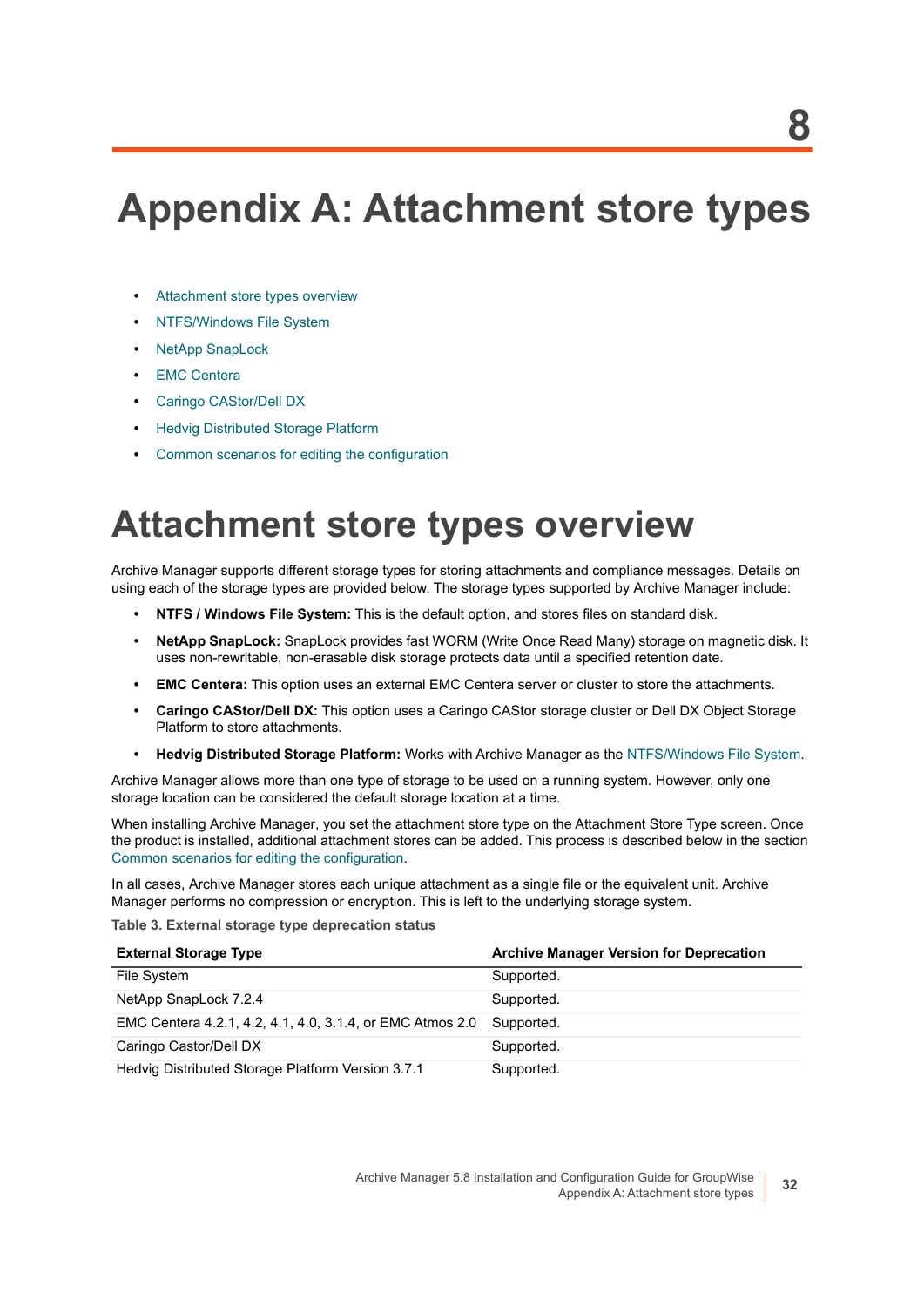# Appendix A: Attachment store types

- Attachment store types overview
- NTFS/Windows File System
- NetApp SnapLock
- EMC Centera
- Caringo CAStor/Dell DX
- Hedvig Distributed Storage Platform
- Common scenarios for editing the configuration

## Attachment store types overview

Archive Manager supports different storage types for storing attachments and compliance messages. Details on using each of the storage types are provided below. The storage types supported by Archive Manager include:

- **NTFS / Windows File System:** This is the default option, and stores files on standard disk.
- **NetApp SnapLock:** SnapLock provides fast WORM (Write Once Read Many) storage on magnetic disk. It uses non-rewritable, non-erasable disk storage protects data until a specified retention date.
- **EMC Centera:** This option uses an external EMC Centera server or cluster to store the attachments.
- **Caringo CAStor/Dell DX:** This option uses a Caringo CAStor storage cluster or Dell DX Object Storage Platform to store attachments.
- **Hedvig Distributed Storage Platform:** Works with Archive Manager as the NTFS/Windows File System.

Archive Manager allows more than one type of storage to be used on a running system. However, only one storage location can be considered the default storage location at a time.

When installing Archive Manager, you set the attachment store type on the Attachment Store Type screen. Once the product is installed, additional attachment stores can be added. This process is described below in the section Common scenarios for editing the configuration.

In all cases, Archive Manager stores each unique attachment as a single file or the equivalent unit. Archive Manager performs no compression or encryption. This is left to the underlying storage system.

**Table 3. External storage type deprecation status**

| External Storage Type | Archive Manager Version for Deprecation |
|---|---|
| File System | Supported. |
| NetApp SnapLock 7.2.4 | Supported. |
| EMC Centera 4.2.1, 4.2, 4.1, 4.0, 3.1.4, or EMC Atmos 2.0 | Supported. |
| Caringo Castor/Dell DX | Supported. |
| Hedvig Distributed Storage Platform Version 3.7.1 | Supported. |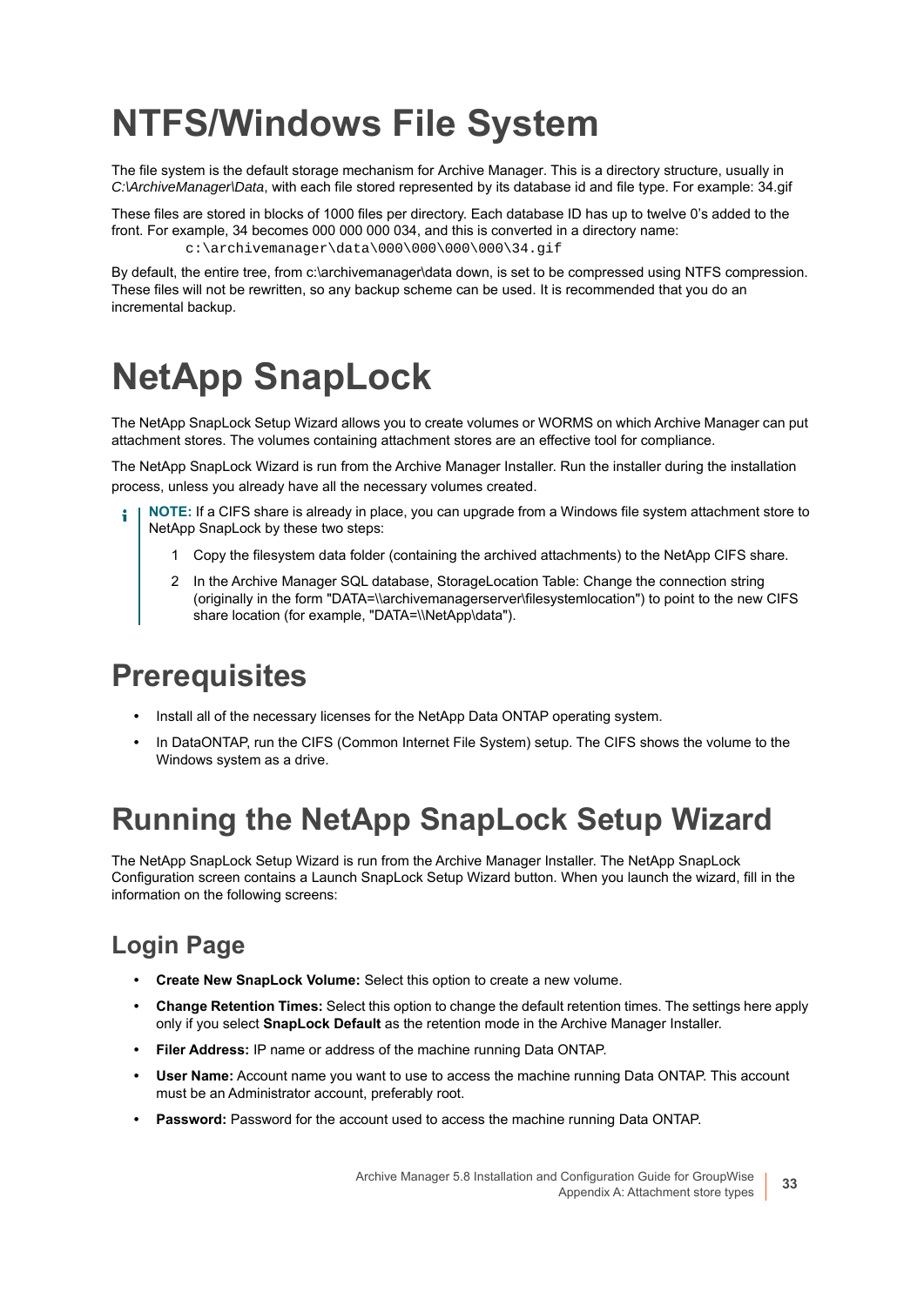# NTFS/Windows File System

The file system is the default storage mechanism for Archive Manager. This is a directory structure, usually in *C:\ArchiveManager\Data*, with each file stored represented by its database id and file type. For example: 34.gif

These files are stored in blocks of 1000 files per directory. Each database ID has up to twelve 0's added to the front. For example, 34 becomes 000 000 000 034, and this is converted in a directory name:

```
c:\archivemanager\data\000\000\000\000\34.gif
```

By default, the entire tree, from c:\archivemanager\data down, is set to be compressed using NTFS compression. These files will not be rewritten, so any backup scheme can be used. It is recommended that you do an incremental backup.

# NetApp SnapLock

The NetApp SnapLock Setup Wizard allows you to create volumes or WORMS on which Archive Manager can put attachment stores. The volumes containing attachment stores are an effective tool for compliance.

The NetApp SnapLock Wizard is run from the Archive Manager Installer. Run the installer during the installation process, unless you already have all the necessary volumes created.

> **NOTE:** If a CIFS share is already in place, you can upgrade from a Windows file system attachment store to NetApp SnapLock by these two steps:
>
> 1. Copy the filesystem data folder (containing the archived attachments) to the NetApp CIFS share.
> 2. In the Archive Manager SQL database, StorageLocation Table: Change the connection string (originally in the form "DATA=\\archivemanagerserver\filesystemlocation") to point to the new CIFS share location (for example, "DATA=\\NetApp\data").

## Prerequisites

- Install all of the necessary licenses for the NetApp Data ONTAP operating system.
- In DataONTAP, run the CIFS (Common Internet File System) setup. The CIFS shows the volume to the Windows system as a drive.

## Running the NetApp SnapLock Setup Wizard

The NetApp SnapLock Setup Wizard is run from the Archive Manager Installer. The NetApp SnapLock Configuration screen contains a Launch SnapLock Setup Wizard button. When you launch the wizard, fill in the information on the following screens:

### Login Page

- **Create New SnapLock Volume:** Select this option to create a new volume.
- **Change Retention Times:** Select this option to change the default retention times. The settings here apply only if you select **SnapLock Default** as the retention mode in the Archive Manager Installer.
- **Filer Address:** IP name or address of the machine running Data ONTAP.
- **User Name:** Account name you want to use to access the machine running Data ONTAP. This account must be an Administrator account, preferably root.
- **Password:** Password for the account used to access the machine running Data ONTAP.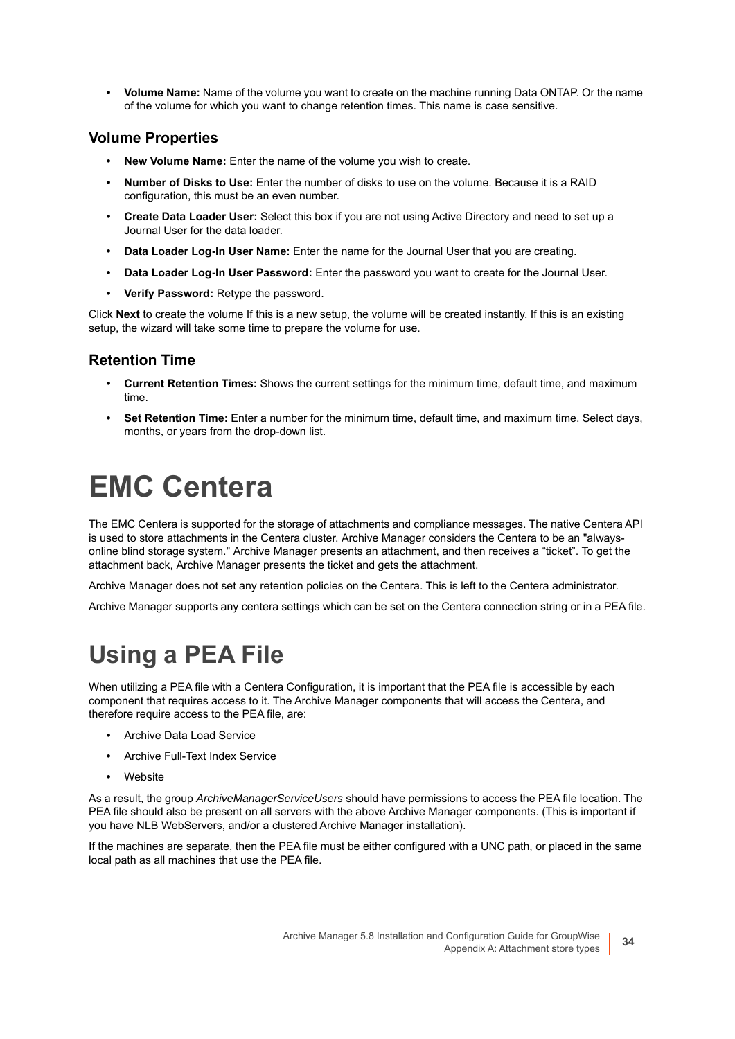- **Volume Name:** Name of the volume you want to create on the machine running Data ONTAP. Or the name of the volume for which you want to change retention times. This name is case sensitive.

### Volume Properties

- **New Volume Name:** Enter the name of the volume you wish to create.
- **Number of Disks to Use:** Enter the number of disks to use on the volume. Because it is a RAID configuration, this must be an even number.
- **Create Data Loader User:** Select this box if you are not using Active Directory and need to set up a Journal User for the data loader.
- **Data Loader Log-In User Name:** Enter the name for the Journal User that you are creating.
- **Data Loader Log-In User Password:** Enter the password you want to create for the Journal User.
- **Verify Password:** Retype the password.

Click **Next** to create the volume If this is a new setup, the volume will be created instantly. If this is an existing setup, the wizard will take some time to prepare the volume for use.

### Retention Time

- **Current Retention Times:** Shows the current settings for the minimum time, default time, and maximum time.
- **Set Retention Time:** Enter a number for the minimum time, default time, and maximum time. Select days, months, or years from the drop-down list.

# EMC Centera

The EMC Centera is supported for the storage of attachments and compliance messages. The native Centera API is used to store attachments in the Centera cluster. Archive Manager considers the Centera to be an "always-online blind storage system." Archive Manager presents an attachment, and then receives a “ticket”. To get the attachment back, Archive Manager presents the ticket and gets the attachment.

Archive Manager does not set any retention policies on the Centera. This is left to the Centera administrator.

Archive Manager supports any centera settings which can be set on the Centera connection string or in a PEA file.

## Using a PEA File

When utilizing a PEA file with a Centera Configuration, it is important that the PEA file is accessible by each component that requires access to it. The Archive Manager components that will access the Centera, and therefore require access to the PEA file, are:

- Archive Data Load Service
- Archive Full-Text Index Service
- Website

As a result, the group *ArchiveManagerServiceUsers* should have permissions to access the PEA file location. The PEA file should also be present on all servers with the above Archive Manager components. (This is important if you have NLB WebServers, and/or a clustered Archive Manager installation).

If the machines are separate, then the PEA file must be either configured with a UNC path, or placed in the same local path as all machines that use the PEA file.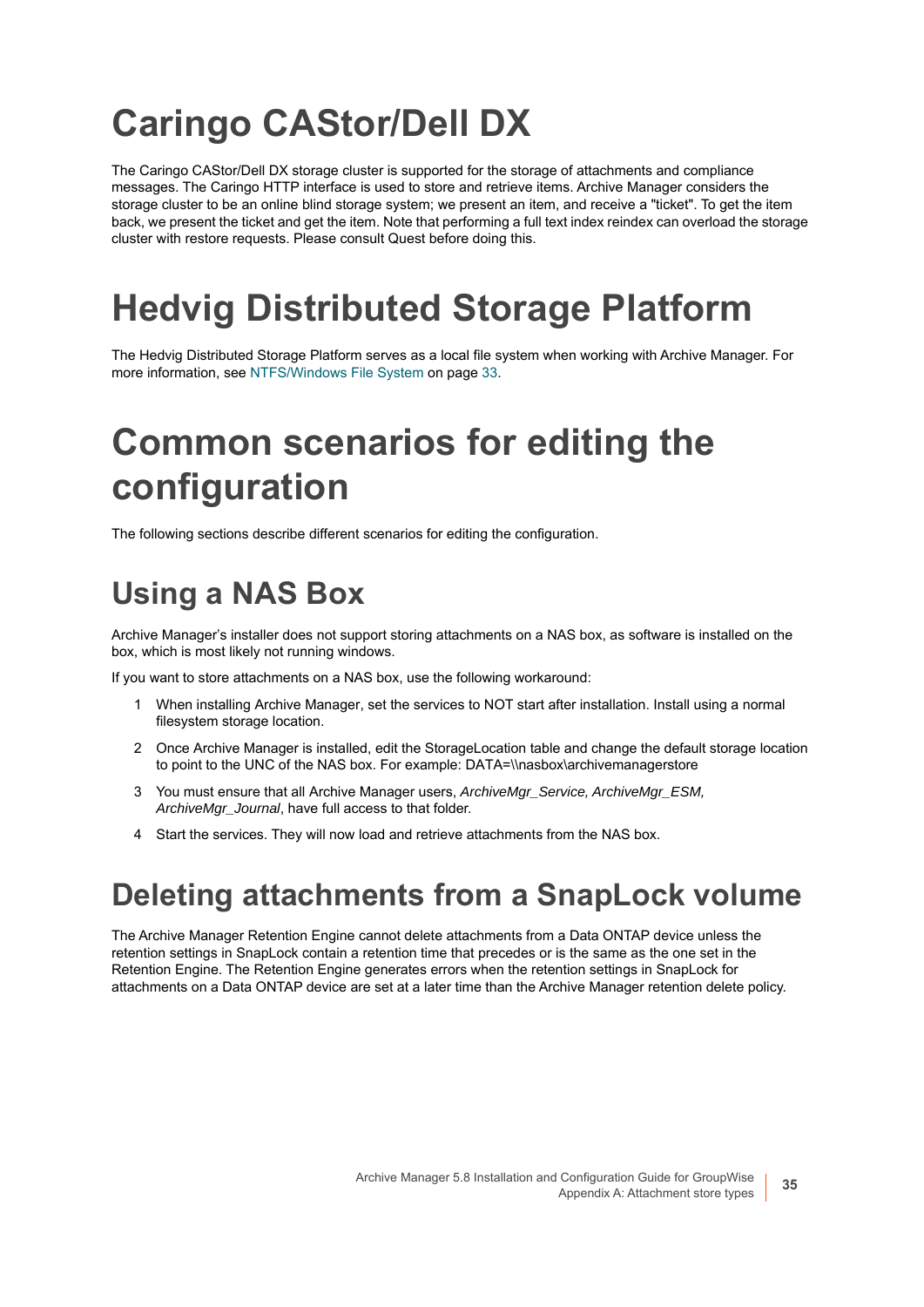# Caringo CAStor/Dell DX

The Caringo CAStor/Dell DX storage cluster is supported for the storage of attachments and compliance messages. The Caringo HTTP interface is used to store and retrieve items. Archive Manager considers the storage cluster to be an online blind storage system; we present an item, and receive a "ticket". To get the item back, we present the ticket and get the item. Note that performing a full text index reindex can overload the storage cluster with restore requests. Please consult Quest before doing this.

# Hedvig Distributed Storage Platform

The Hedvig Distributed Storage Platform serves as a local file system when working with Archive Manager. For more information, see NTFS/Windows File System on page 33.

# Common scenarios for editing the configuration

The following sections describe different scenarios for editing the configuration.

## Using a NAS Box

Archive Manager's installer does not support storing attachments on a NAS box, as software is installed on the box, which is most likely not running windows.

If you want to store attachments on a NAS box, use the following workaround:

1. When installing Archive Manager, set the services to NOT start after installation. Install using a normal filesystem storage location.
2. Once Archive Manager is installed, edit the StorageLocation table and change the default storage location to point to the UNC of the NAS box. For example: DATA=\\nasbox\archivemanagerstore
3. You must ensure that all Archive Manager users, *ArchiveMgr_Service, ArchiveMgr_ESM, ArchiveMgr_Journal*, have full access to that folder.
4. Start the services. They will now load and retrieve attachments from the NAS box.

## Deleting attachments from a SnapLock volume

The Archive Manager Retention Engine cannot delete attachments from a Data ONTAP device unless the retention settings in SnapLock contain a retention time that precedes or is the same as the one set in the Retention Engine. The Retention Engine generates errors when the retention settings in SnapLock for attachments on a Data ONTAP device are set at a later time than the Archive Manager retention delete policy.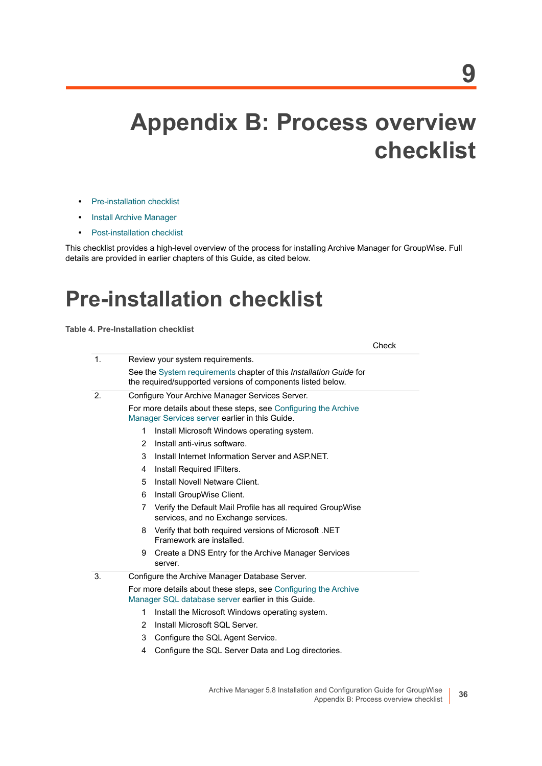# 9

# Appendix B: Process overview checklist

- Pre-installation checklist
- Install Archive Manager
- Post-installation checklist

This checklist provides a high-level overview of the process for installing Archive Manager for GroupWise. Full details are provided in earlier chapters of this Guide, as cited below.

## Pre-installation checklist

**Table 4. Pre-Installation checklist**

| | | Check |
|---|---|---|
| 1. | Review your system requirements.<br>See the System requirements chapter of this *Installation Guide* for the required/supported versions of components listed below. | |
| 2. | Configure Your Archive Manager Services Server.<br>For more details about these steps, see Configuring the Archive Manager Services server earlier in this Guide.<br>1 Install Microsoft Windows operating system.<br>2 Install anti-virus software.<br>3 Install Internet Information Server and ASP.NET.<br>4 Install Required IFilters.<br>5 Install Novell Netware Client.<br>6 Install GroupWise Client.<br>7 Verify the Default Mail Profile has all required GroupWise services, and no Exchange services.<br>8 Verify that both required versions of Microsoft .NET Framework are installed.<br>9 Create a DNS Entry for the Archive Manager Services server. | |
| 3. | Configure the Archive Manager Database Server.<br>For more details about these steps, see Configuring the Archive Manager SQL database server earlier in this Guide.<br>1 Install the Microsoft Windows operating system.<br>2 Install Microsoft SQL Server.<br>3 Configure the SQL Agent Service.<br>4 Configure the SQL Server Data and Log directories. | |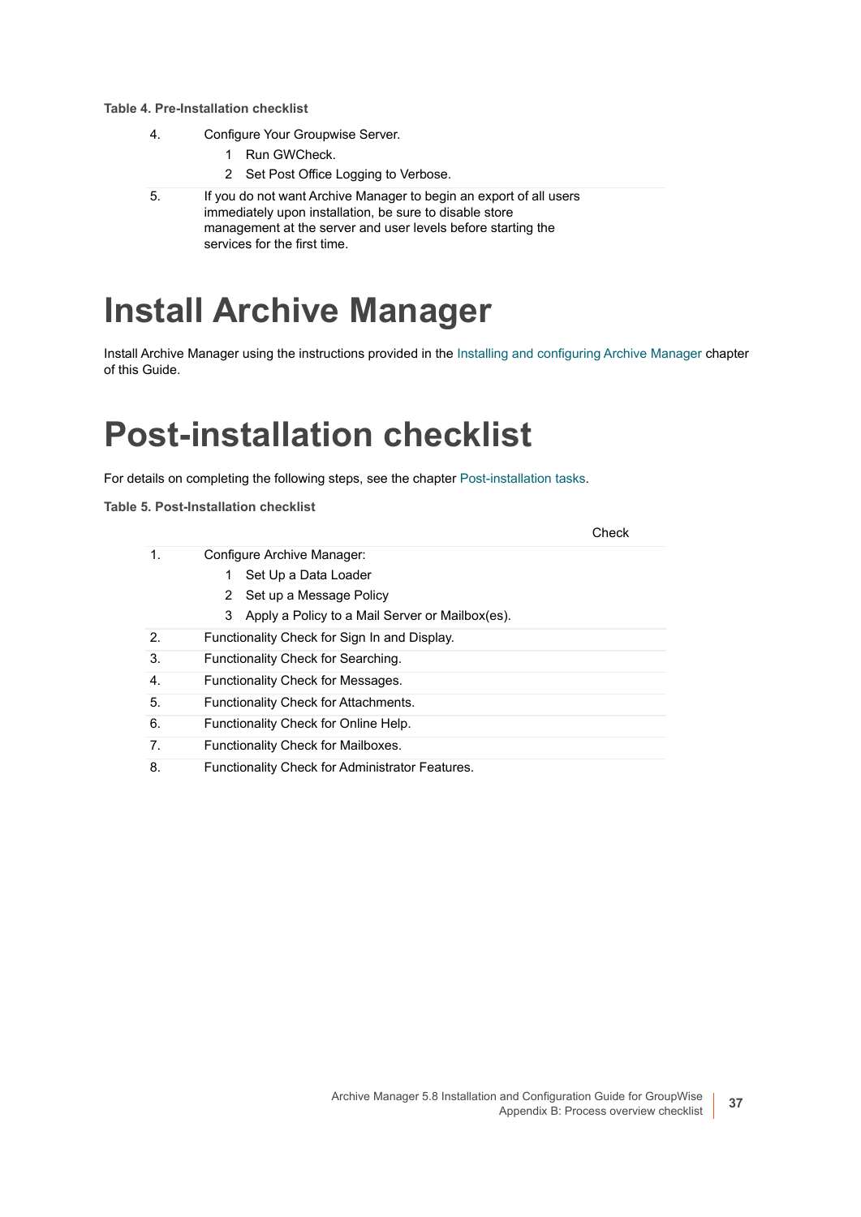**Table 4. Pre-Installation checklist**

| | | |
|---|---|---|
| 4. | Configure Your Groupwise Server.<br>1 Run GWCheck.<br>2 Set Post Office Logging to Verbose. | |
| 5. | If you do not want Archive Manager to begin an export of all users immediately upon installation, be sure to disable store management at the server and user levels before starting the services for the first time. | |

# Install Archive Manager

Install Archive Manager using the instructions provided in the Installing and configuring Archive Manager chapter of this Guide.

# Post-installation checklist

For details on completing the following steps, see the chapter Post-installation tasks.

**Table 5. Post-Installation checklist**

| | | Check |
|---|---|---|
| 1. | Configure Archive Manager:<br>1 Set Up a Data Loader<br>2 Set up a Message Policy<br>3 Apply a Policy to a Mail Server or Mailbox(es). | |
| 2. | Functionality Check for Sign In and Display. | |
| 3. | Functionality Check for Searching. | |
| 4. | Functionality Check for Messages. | |
| 5. | Functionality Check for Attachments. | |
| 6. | Functionality Check for Online Help. | |
| 7. | Functionality Check for Mailboxes. | |
| 8. | Functionality Check for Administrator Features. | |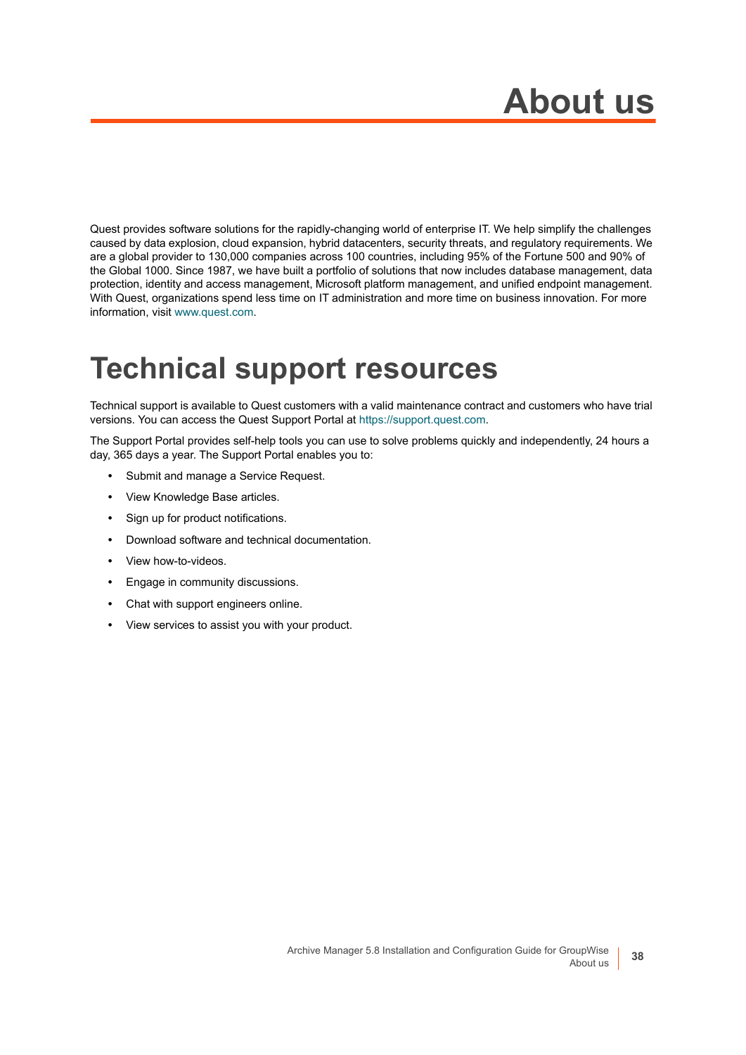# About us

Quest provides software solutions for the rapidly-changing world of enterprise IT. We help simplify the challenges caused by data explosion, cloud expansion, hybrid datacenters, security threats, and regulatory requirements. We are a global provider to 130,000 companies across 100 countries, including 95% of the Fortune 500 and 90% of the Global 1000. Since 1987, we have built a portfolio of solutions that now includes database management, data protection, identity and access management, Microsoft platform management, and unified endpoint management. With Quest, organizations spend less time on IT administration and more time on business innovation. For more information, visit www.quest.com.

# Technical support resources

Technical support is available to Quest customers with a valid maintenance contract and customers who have trial versions. You can access the Quest Support Portal at https://support.quest.com.

The Support Portal provides self-help tools you can use to solve problems quickly and independently, 24 hours a day, 365 days a year. The Support Portal enables you to:

- Submit and manage a Service Request.
- View Knowledge Base articles.
- Sign up for product notifications.
- Download software and technical documentation.
- View how-to-videos.
- Engage in community discussions.
- Chat with support engineers online.
- View services to assist you with your product.